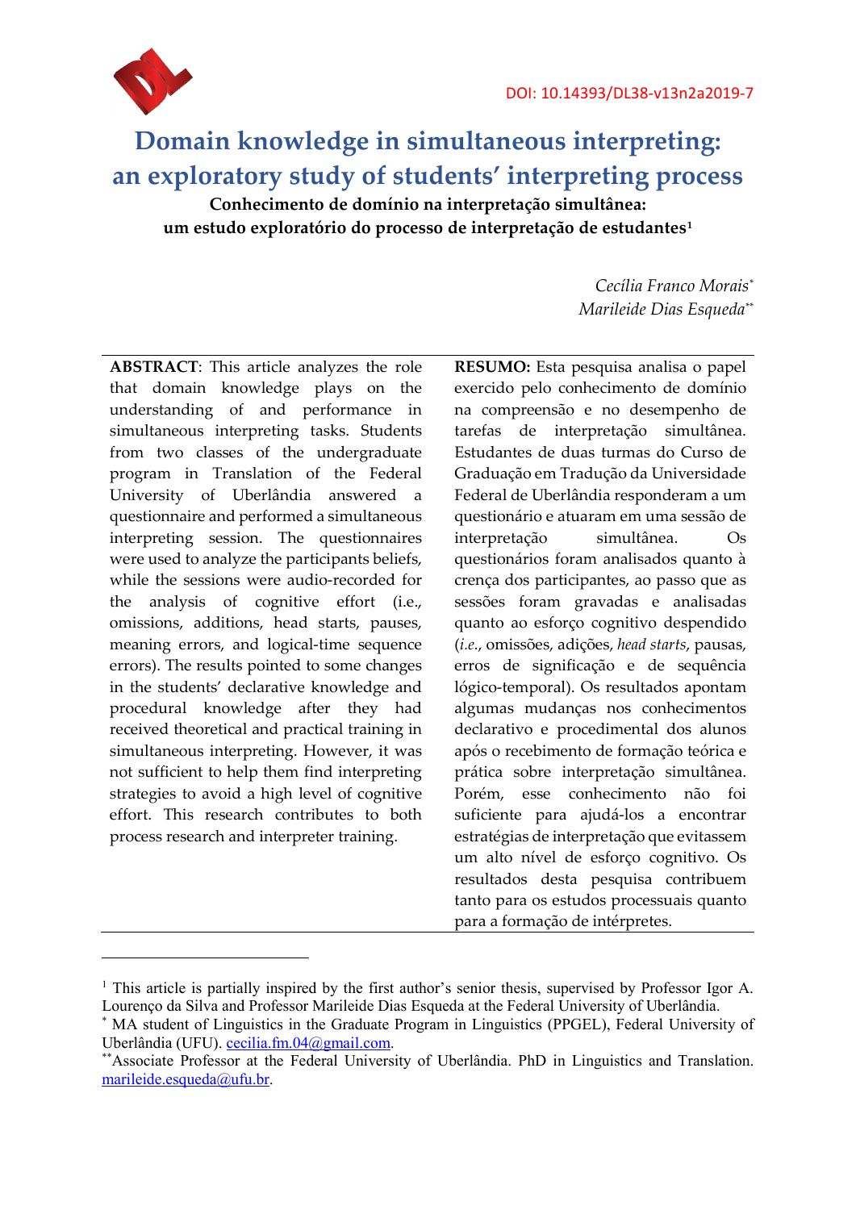DOI: 10.14393/DL38-v13n2a2019-7

# Domain knowledge in simultaneous interpreting: an exploratory study of students' interpreting process

**Conhecimento de domínio na interpretação simultânea: um estudo exploratório do processo de interpretação de estudantes[1]**

*Cecília Franco Morais[*]*
*Marileide Dias Esqueda[**]*

**ABSTRACT**: This article analyzes the role that domain knowledge plays on the understanding of and performance in simultaneous interpreting tasks. Students from two classes of the undergraduate program in Translation of the Federal University of Uberlândia answered a questionnaire and performed a simultaneous interpreting session. The questionnaires were used to analyze the participants beliefs, while the sessions were audio-recorded for the analysis of cognitive effort (i.e., omissions, additions, head starts, pauses, meaning errors, and logical-time sequence errors). The results pointed to some changes in the students' declarative knowledge and procedural knowledge after they had received theoretical and practical training in simultaneous interpreting. However, it was not sufficient to help them find interpreting strategies to avoid a high level of cognitive effort. This research contributes to both process research and interpreter training.

**RESUMO:** Esta pesquisa analisa o papel exercido pelo conhecimento de domínio na compreensão e no desempenho de tarefas de interpretação simultânea. Estudantes de duas turmas do Curso de Graduação em Tradução da Universidade Federal de Uberlândia responderam a um questionário e atuaram em uma sessão de interpretação simultânea. Os questionários foram analisados quanto à crença dos participantes, ao passo que as sessões foram gravadas e analisadas quanto ao esforço cognitivo despendido (*i.e.*, omissões, adições, *head starts*, pausas, erros de significação e de sequência lógico-temporal). Os resultados apontam algumas mudanças nos conhecimentos declarativo e procedimental dos alunos após o recebimento de formação teórica e prática sobre interpretação simultânea. Porém, esse conhecimento não foi suficiente para ajudá-los a encontrar estratégias de interpretação que evitassem um alto nível de esforço cognitivo. Os resultados desta pesquisa contribuem tanto para os estudos processuais quanto para a formação de intérpretes.

---

[1] This article is partially inspired by the first author's senior thesis, supervised by Professor Igor A. Lourenço da Silva and Professor Marileide Dias Esqueda at the Federal University of Uberlândia.

[*] MA student of Linguistics in the Graduate Program in Linguistics (PPGEL), Federal University of Uberlândia (UFU). cecilia.fm.04@gmail.com.

[**] Associate Professor at the Federal University of Uberlândia. PhD in Linguistics and Translation. marileide.esqueda@ufu.br.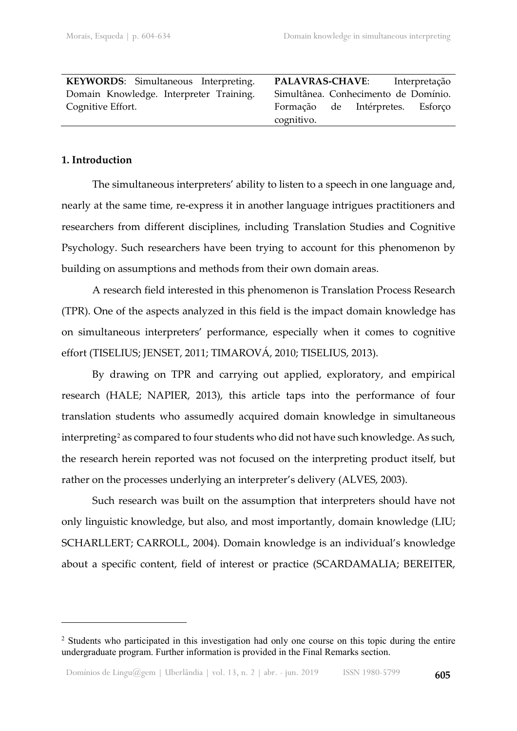| **KEYWORDS**: Simultaneous Interpreting. Domain Knowledge. Interpreter Training. Cognitive Effort. | **PALAVRAS-CHAVE**: Interpretação Simultânea. Conhecimento de Domínio. Formação de Intérpretes. Esforço cognitivo. |
| --- | --- |

## 1. Introduction

The simultaneous interpreters' ability to listen to a speech in one language and, nearly at the same time, re-express it in another language intrigues practitioners and researchers from different disciplines, including Translation Studies and Cognitive Psychology. Such researchers have been trying to account for this phenomenon by building on assumptions and methods from their own domain areas.

A research field interested in this phenomenon is Translation Process Research (TPR). One of the aspects analyzed in this field is the impact domain knowledge has on simultaneous interpreters' performance, especially when it comes to cognitive effort (TISELIUS; JENSET, 2011; TIMAROVÁ, 2010; TISELIUS, 2013).

By drawing on TPR and carrying out applied, exploratory, and empirical research (HALE; NAPIER, 2013), this article taps into the performance of four translation students who assumedly acquired domain knowledge in simultaneous interpreting[2] as compared to four students who did not have such knowledge. As such, the research herein reported was not focused on the interpreting product itself, but rather on the processes underlying an interpreter's delivery (ALVES, 2003).

Such research was built on the assumption that interpreters should have not only linguistic knowledge, but also, and most importantly, domain knowledge (LIU; SCHARLLERT; CARROLL, 2004). Domain knowledge is an individual's knowledge about a specific content, field of interest or practice (SCARDAMALIA; BEREITER,

---

[2] Students who participated in this investigation had only one course on this topic during the entire undergraduate program. Further information is provided in the Final Remarks section.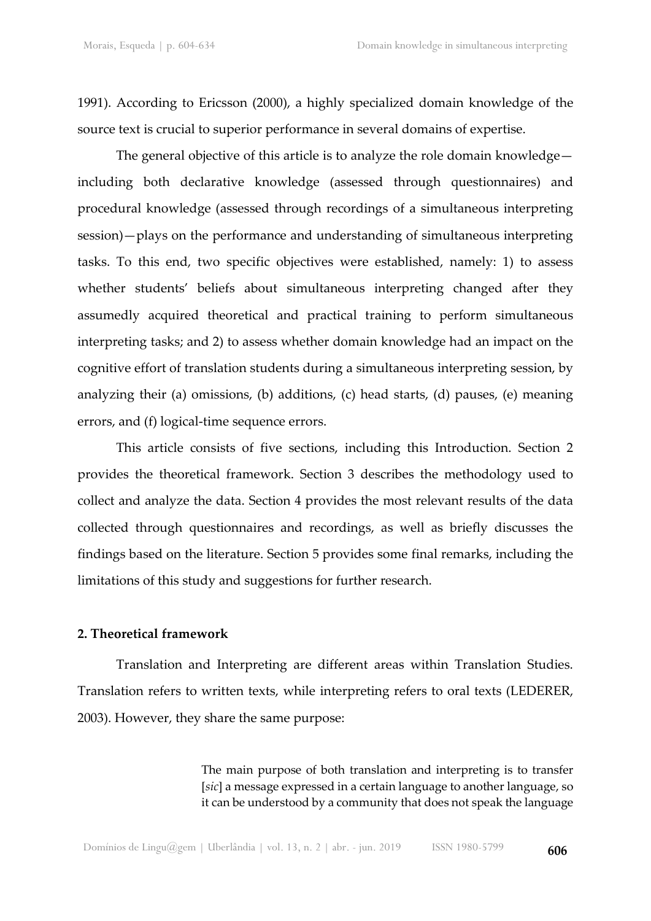1991). According to Ericsson (2000), a highly specialized domain knowledge of the source text is crucial to superior performance in several domains of expertise.

The general objective of this article is to analyze the role domain knowledge—including both declarative knowledge (assessed through questionnaires) and procedural knowledge (assessed through recordings of a simultaneous interpreting session)—plays on the performance and understanding of simultaneous interpreting tasks. To this end, two specific objectives were established, namely: 1) to assess whether students' beliefs about simultaneous interpreting changed after they assumedly acquired theoretical and practical training to perform simultaneous interpreting tasks; and 2) to assess whether domain knowledge had an impact on the cognitive effort of translation students during a simultaneous interpreting session, by analyzing their (a) omissions, (b) additions, (c) head starts, (d) pauses, (e) meaning errors, and (f) logical-time sequence errors.

This article consists of five sections, including this Introduction. Section 2 provides the theoretical framework. Section 3 describes the methodology used to collect and analyze the data. Section 4 provides the most relevant results of the data collected through questionnaires and recordings, as well as briefly discusses the findings based on the literature. Section 5 provides some final remarks, including the limitations of this study and suggestions for further research.

## 2. Theoretical framework

Translation and Interpreting are different areas within Translation Studies. Translation refers to written texts, while interpreting refers to oral texts (LEDERER, 2003). However, they share the same purpose:

> The main purpose of both translation and interpreting is to transfer [*sic*] a message expressed in a certain language to another language, so it can be understood by a community that does not speak the language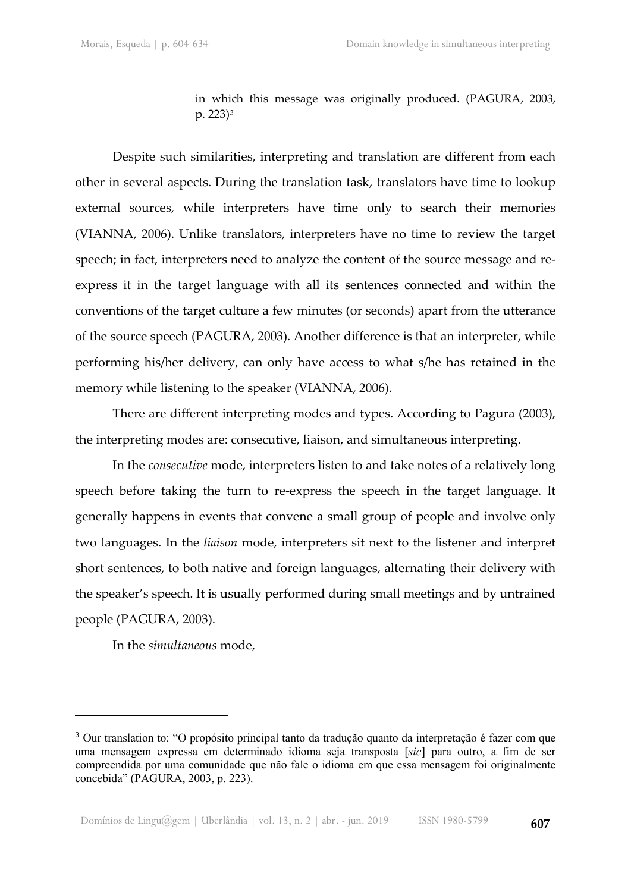> in which this message was originally produced. (PAGURA, 2003, p. 223)[3]

Despite such similarities, interpreting and translation are different from each other in several aspects. During the translation task, translators have time to lookup external sources, while interpreters have time only to search their memories (VIANNA, 2006). Unlike translators, interpreters have no time to review the target speech; in fact, interpreters need to analyze the content of the source message and re-express it in the target language with all its sentences connected and within the conventions of the target culture a few minutes (or seconds) apart from the utterance of the source speech (PAGURA, 2003). Another difference is that an interpreter, while performing his/her delivery, can only have access to what s/he has retained in the memory while listening to the speaker (VIANNA, 2006).

There are different interpreting modes and types. According to Pagura (2003), the interpreting modes are: consecutive, liaison, and simultaneous interpreting.

In the *consecutive* mode, interpreters listen to and take notes of a relatively long speech before taking the turn to re-express the speech in the target language. It generally happens in events that convene a small group of people and involve only two languages. In the *liaison* mode, interpreters sit next to the listener and interpret short sentences, to both native and foreign languages, alternating their delivery with the speaker's speech. It is usually performed during small meetings and by untrained people (PAGURA, 2003).

In the *simultaneous* mode,

---

[3] Our translation to: "O propósito principal tanto da tradução quanto da interpretação é fazer com que uma mensagem expressa em determinado idioma seja transposta [*sic*] para outro, a fim de ser compreendida por uma comunidade que não fale o idioma em que essa mensagem foi originalmente concebida" (PAGURA, 2003, p. 223).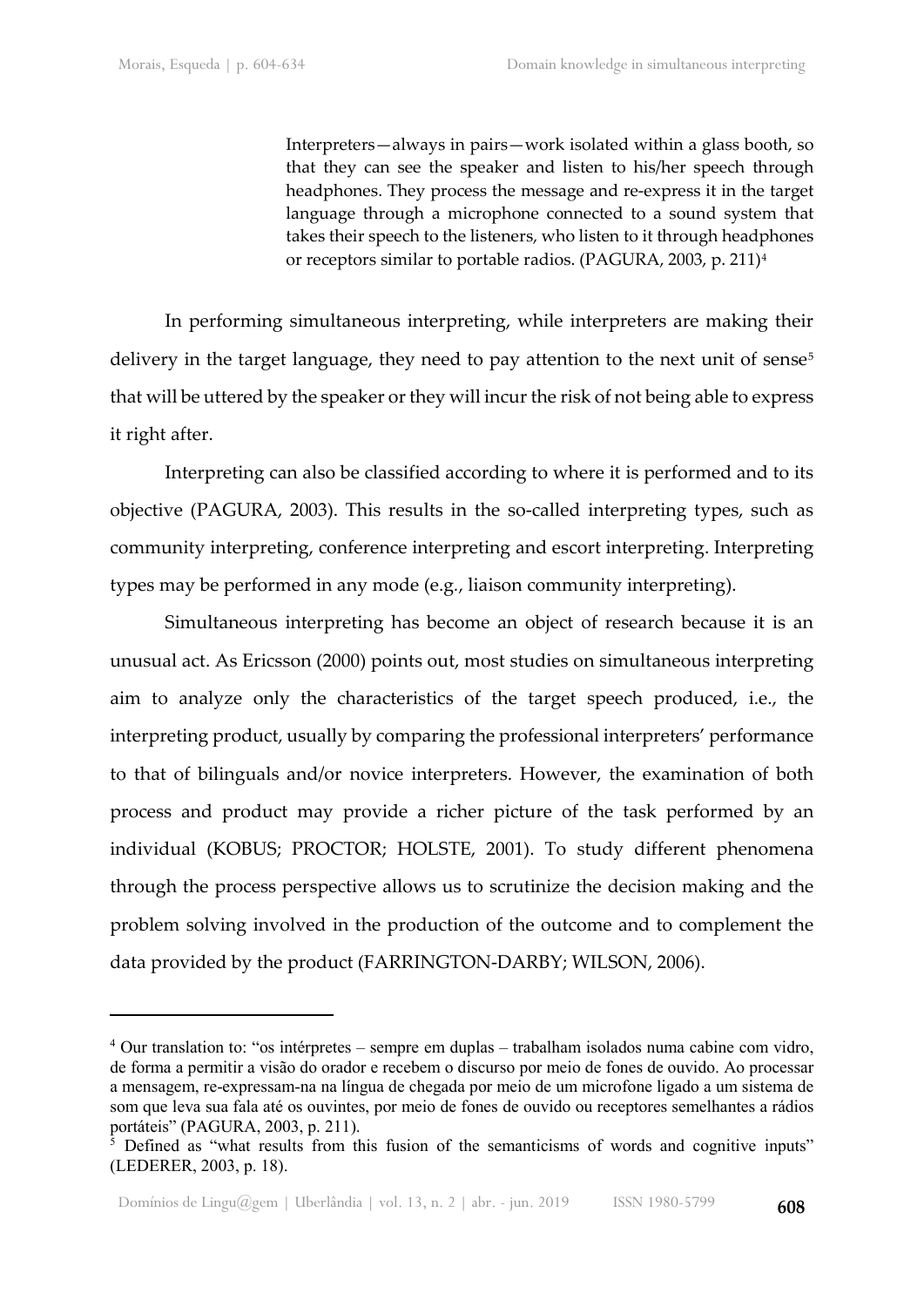> Interpreters—always in pairs—work isolated within a glass booth, so that they can see the speaker and listen to his/her speech through headphones. They process the message and re-express it in the target language through a microphone connected to a sound system that takes their speech to the listeners, who listen to it through headphones or receptors similar to portable radios. (PAGURA, 2003, p. 211)[4]

In performing simultaneous interpreting, while interpreters are making their delivery in the target language, they need to pay attention to the next unit of sense[5] that will be uttered by the speaker or they will incur the risk of not being able to express it right after.

Interpreting can also be classified according to where it is performed and to its objective (PAGURA, 2003). This results in the so-called interpreting types, such as community interpreting, conference interpreting and escort interpreting. Interpreting types may be performed in any mode (e.g., liaison community interpreting).

Simultaneous interpreting has become an object of research because it is an unusual act. As Ericsson (2000) points out, most studies on simultaneous interpreting aim to analyze only the characteristics of the target speech produced, i.e., the interpreting product, usually by comparing the professional interpreters' performance to that of bilinguals and/or novice interpreters. However, the examination of both process and product may provide a richer picture of the task performed by an individual (KOBUS; PROCTOR; HOLSTE, 2001). To study different phenomena through the process perspective allows us to scrutinize the decision making and the problem solving involved in the production of the outcome and to complement the data provided by the product (FARRINGTON-DARBY; WILSON, 2006).

---

[4] Our translation to: "os intérpretes – sempre em duplas – trabalham isolados numa cabine com vidro, de forma a permitir a visão do orador e recebem o discurso por meio de fones de ouvido. Ao processar a mensagem, re-expressam-na na língua de chegada por meio de um microfone ligado a um sistema de som que leva sua fala até os ouvintes, por meio de fones de ouvido ou receptores semelhantes a rádios portáteis" (PAGURA, 2003, p. 211).

[5] Defined as "what results from this fusion of the semanticisms of words and cognitive inputs" (LEDERER, 2003, p. 18).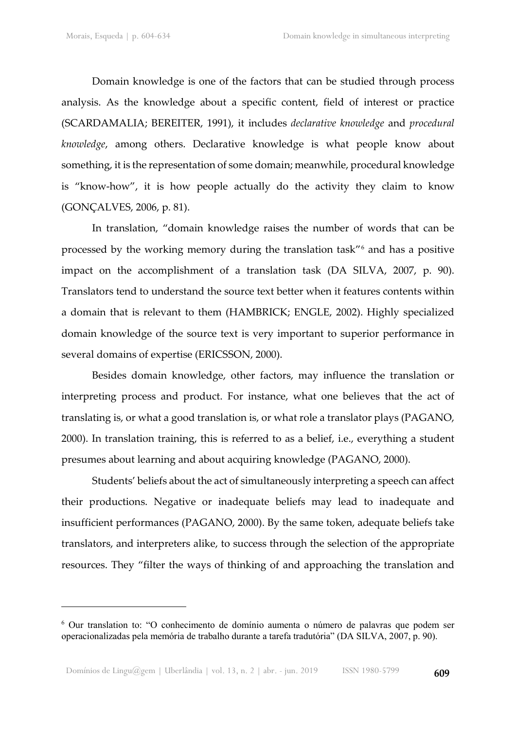Domain knowledge is one of the factors that can be studied through process analysis. As the knowledge about a specific content, field of interest or practice (SCARDAMALIA; BEREITER, 1991), it includes *declarative knowledge* and *procedural knowledge*, among others. Declarative knowledge is what people know about something, it is the representation of some domain; meanwhile, procedural knowledge is "know-how", it is how people actually do the activity they claim to know (GONÇALVES, 2006, p. 81).

In translation, "domain knowledge raises the number of words that can be processed by the working memory during the translation task"[6] and has a positive impact on the accomplishment of a translation task (DA SILVA, 2007, p. 90). Translators tend to understand the source text better when it features contents within a domain that is relevant to them (HAMBRICK; ENGLE, 2002). Highly specialized domain knowledge of the source text is very important to superior performance in several domains of expertise (ERICSSON, 2000).

Besides domain knowledge, other factors, may influence the translation or interpreting process and product. For instance, what one believes that the act of translating is, or what a good translation is, or what role a translator plays (PAGANO, 2000). In translation training, this is referred to as a belief, i.e., everything a student presumes about learning and about acquiring knowledge (PAGANO, 2000).

Students' beliefs about the act of simultaneously interpreting a speech can affect their productions. Negative or inadequate beliefs may lead to inadequate and insufficient performances (PAGANO, 2000). By the same token, adequate beliefs take translators, and interpreters alike, to success through the selection of the appropriate resources. They "filter the ways of thinking of and approaching the translation and

---

[6] Our translation to: "O conhecimento de domínio aumenta o número de palavras que podem ser operacionalizadas pela memória de trabalho durante a tarefa tradutória" (DA SILVA, 2007, p. 90).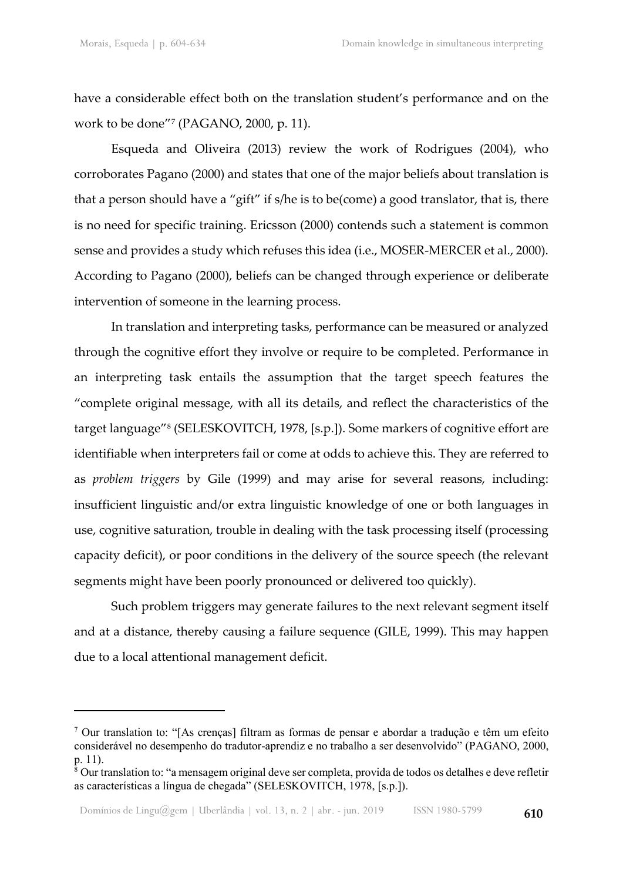have a considerable effect both on the translation student's performance and on the work to be done"[7] (PAGANO, 2000, p. 11).

Esqueda and Oliveira (2013) review the work of Rodrigues (2004), who corroborates Pagano (2000) and states that one of the major beliefs about translation is that a person should have a "gift" if s/he is to be(come) a good translator, that is, there is no need for specific training. Ericsson (2000) contends such a statement is common sense and provides a study which refuses this idea (i.e., MOSER-MERCER et al., 2000). According to Pagano (2000), beliefs can be changed through experience or deliberate intervention of someone in the learning process.

In translation and interpreting tasks, performance can be measured or analyzed through the cognitive effort they involve or require to be completed. Performance in an interpreting task entails the assumption that the target speech features the "complete original message, with all its details, and reflect the characteristics of the target language"[8] (SELESKOVITCH, 1978, [s.p.]). Some markers of cognitive effort are identifiable when interpreters fail or come at odds to achieve this. They are referred to as *problem triggers* by Gile (1999) and may arise for several reasons, including: insufficient linguistic and/or extra linguistic knowledge of one or both languages in use, cognitive saturation, trouble in dealing with the task processing itself (processing capacity deficit), or poor conditions in the delivery of the source speech (the relevant segments might have been poorly pronounced or delivered too quickly).

Such problem triggers may generate failures to the next relevant segment itself and at a distance, thereby causing a failure sequence (GILE, 1999). This may happen due to a local attentional management deficit.

---

[7] Our translation to: "[As crenças] filtram as formas de pensar e abordar a tradução e têm um efeito considerável no desempenho do tradutor-aprendiz e no trabalho a ser desenvolvido" (PAGANO, 2000, p. 11).

[8] Our translation to: "a mensagem original deve ser completa, provida de todos os detalhes e deve refletir as características a língua de chegada" (SELESKOVITCH, 1978, [s.p.]).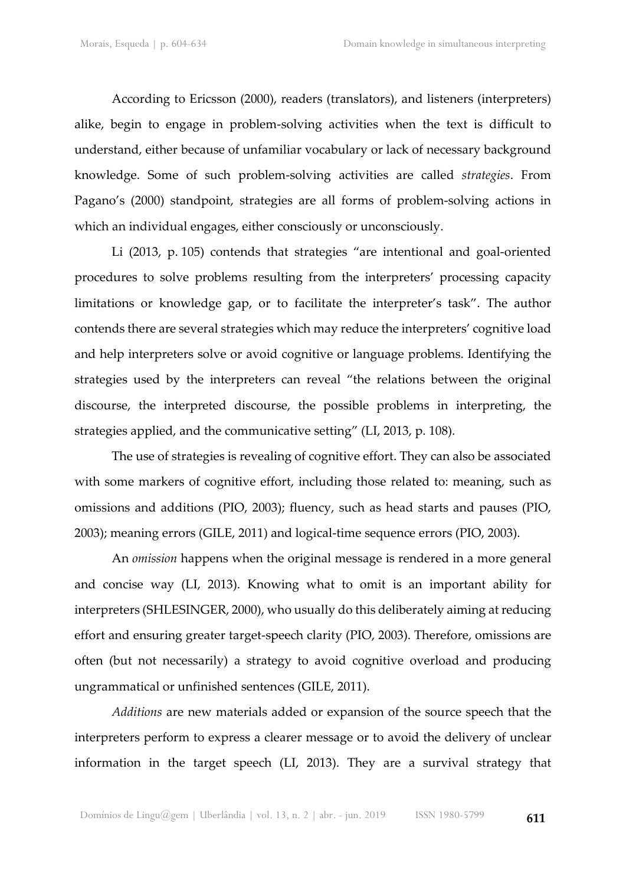According to Ericsson (2000), readers (translators), and listeners (interpreters) alike, begin to engage in problem-solving activities when the text is difficult to understand, either because of unfamiliar vocabulary or lack of necessary background knowledge. Some of such problem-solving activities are called *strategies*. From Pagano's (2000) standpoint, strategies are all forms of problem-solving actions in which an individual engages, either consciously or unconsciously.

Li (2013, p. 105) contends that strategies "are intentional and goal-oriented procedures to solve problems resulting from the interpreters' processing capacity limitations or knowledge gap, or to facilitate the interpreter's task". The author contends there are several strategies which may reduce the interpreters' cognitive load and help interpreters solve or avoid cognitive or language problems. Identifying the strategies used by the interpreters can reveal "the relations between the original discourse, the interpreted discourse, the possible problems in interpreting, the strategies applied, and the communicative setting" (LI, 2013, p. 108).

The use of strategies is revealing of cognitive effort. They can also be associated with some markers of cognitive effort, including those related to: meaning, such as omissions and additions (PIO, 2003); fluency, such as head starts and pauses (PIO, 2003); meaning errors (GILE, 2011) and logical-time sequence errors (PIO, 2003).

An *omission* happens when the original message is rendered in a more general and concise way (LI, 2013). Knowing what to omit is an important ability for interpreters (SHLESINGER, 2000), who usually do this deliberately aiming at reducing effort and ensuring greater target-speech clarity (PIO, 2003). Therefore, omissions are often (but not necessarily) a strategy to avoid cognitive overload and producing ungrammatical or unfinished sentences (GILE, 2011).

*Additions* are new materials added or expansion of the source speech that the interpreters perform to express a clearer message or to avoid the delivery of unclear information in the target speech (LI, 2013). They are a survival strategy that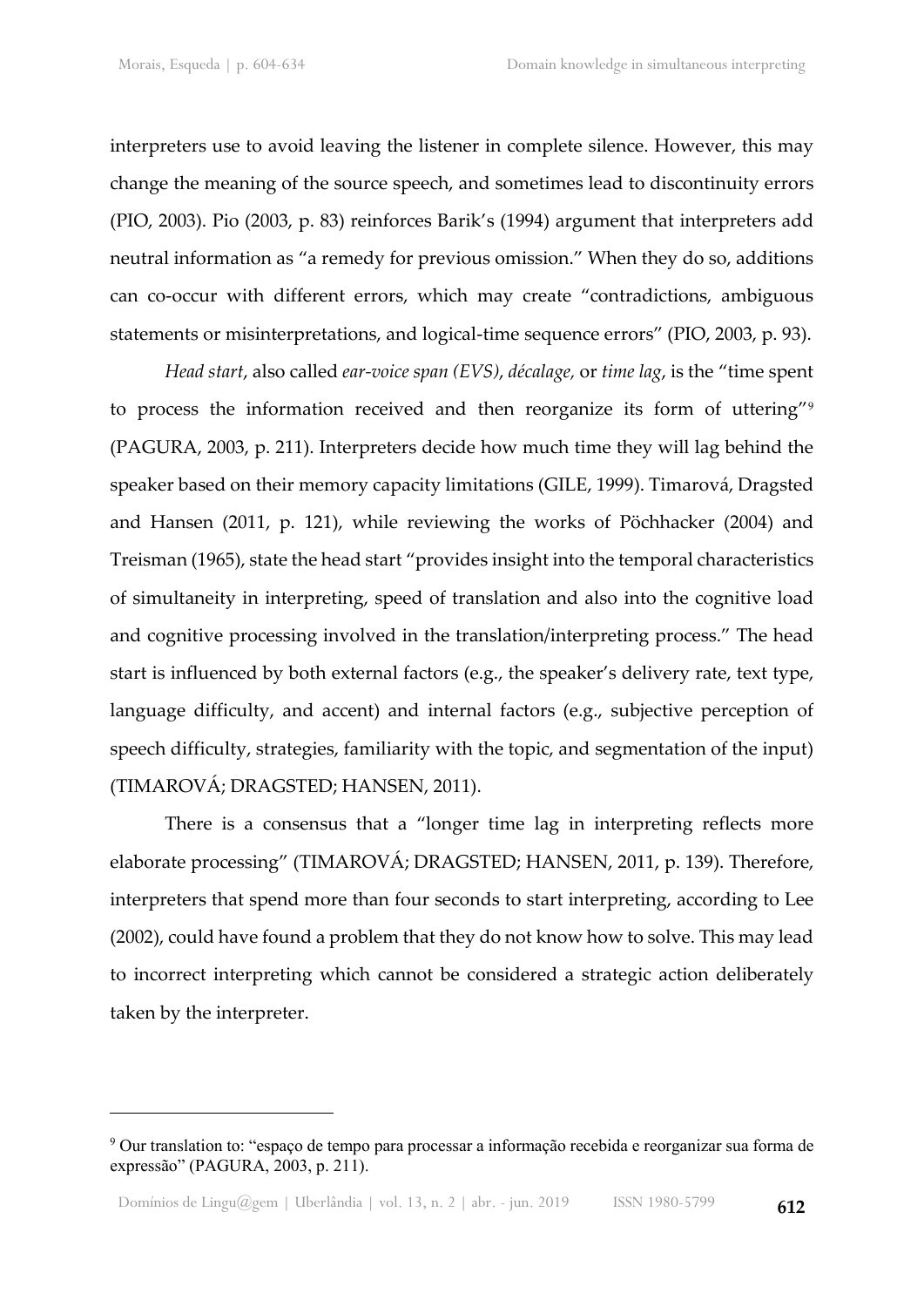interpreters use to avoid leaving the listener in complete silence. However, this may change the meaning of the source speech, and sometimes lead to discontinuity errors (PIO, 2003). Pio (2003, p. 83) reinforces Barik's (1994) argument that interpreters add neutral information as "a remedy for previous omission." When they do so, additions can co-occur with different errors, which may create "contradictions, ambiguous statements or misinterpretations, and logical-time sequence errors" (PIO, 2003, p. 93).

*Head start*, also called *ear-voice span (EVS)*, *décalage,* or *time lag*, is the "time spent to process the information received and then reorganize its form of uttering"[9] (PAGURA, 2003, p. 211). Interpreters decide how much time they will lag behind the speaker based on their memory capacity limitations (GILE, 1999). Timarová, Dragsted and Hansen (2011, p. 121), while reviewing the works of Pöchhacker (2004) and Treisman (1965), state the head start "provides insight into the temporal characteristics of simultaneity in interpreting, speed of translation and also into the cognitive load and cognitive processing involved in the translation/interpreting process." The head start is influenced by both external factors (e.g., the speaker's delivery rate, text type, language difficulty, and accent) and internal factors (e.g., subjective perception of speech difficulty, strategies, familiarity with the topic, and segmentation of the input) (TIMAROVÁ; DRAGSTED; HANSEN, 2011).

There is a consensus that a "longer time lag in interpreting reflects more elaborate processing" (TIMAROVÁ; DRAGSTED; HANSEN, 2011, p. 139). Therefore, interpreters that spend more than four seconds to start interpreting, according to Lee (2002), could have found a problem that they do not know how to solve. This may lead to incorrect interpreting which cannot be considered a strategic action deliberately taken by the interpreter.

---

[9] Our translation to: "espaço de tempo para processar a informação recebida e reorganizar sua forma de expressão" (PAGURA, 2003, p. 211).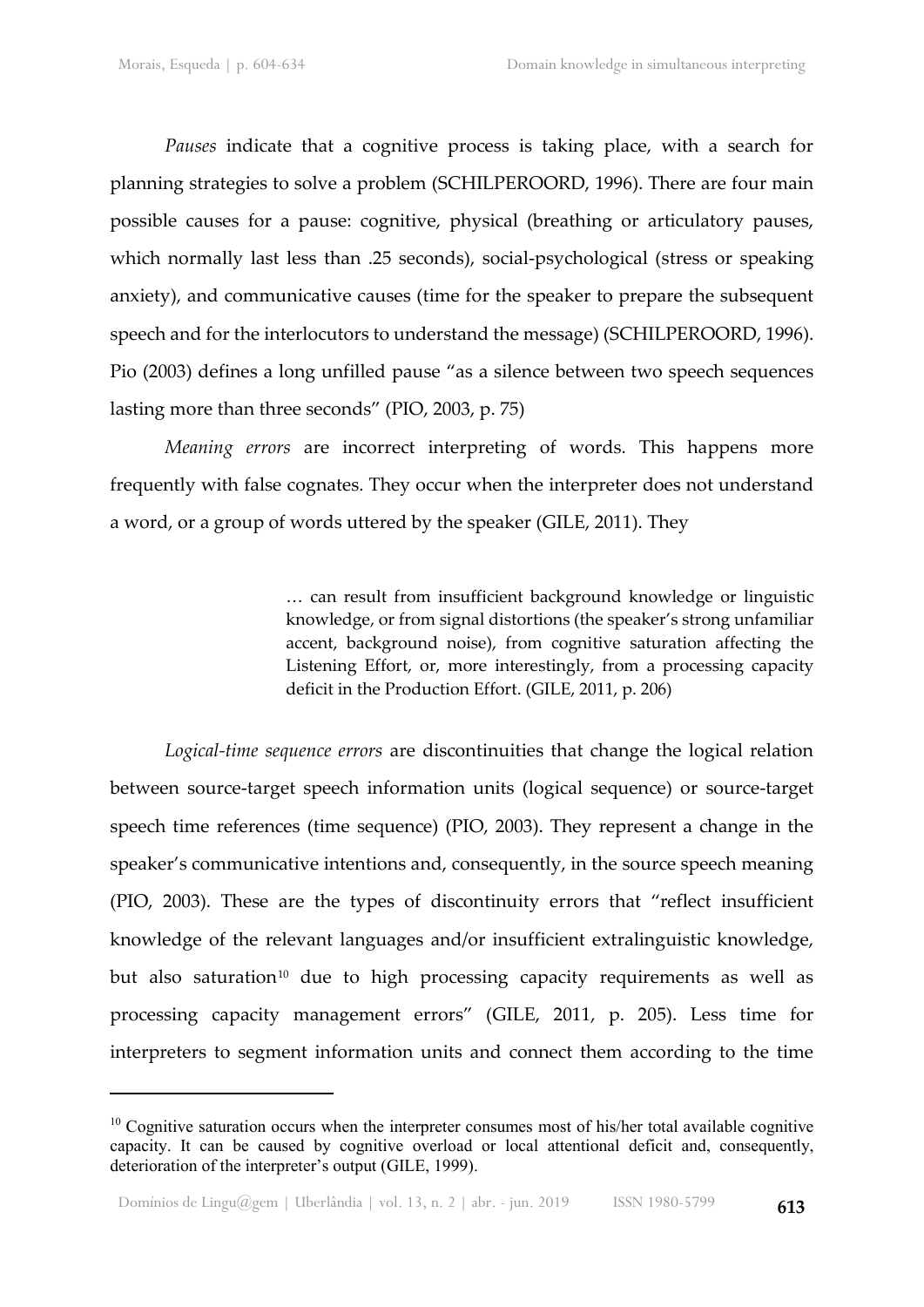*Pauses* indicate that a cognitive process is taking place, with a search for planning strategies to solve a problem (SCHILPEROORD, 1996). There are four main possible causes for a pause: cognitive, physical (breathing or articulatory pauses, which normally last less than .25 seconds), social-psychological (stress or speaking anxiety), and communicative causes (time for the speaker to prepare the subsequent speech and for the interlocutors to understand the message) (SCHILPEROORD, 1996). Pio (2003) defines a long unfilled pause "as a silence between two speech sequences lasting more than three seconds" (PIO, 2003, p. 75)

*Meaning errors* are incorrect interpreting of words. This happens more frequently with false cognates. They occur when the interpreter does not understand a word, or a group of words uttered by the speaker (GILE, 2011). They

> … can result from insufficient background knowledge or linguistic knowledge, or from signal distortions (the speaker's strong unfamiliar accent, background noise), from cognitive saturation affecting the Listening Effort, or, more interestingly, from a processing capacity deficit in the Production Effort. (GILE, 2011, p. 206)

*Logical-time sequence errors* are discontinuities that change the logical relation between source-target speech information units (logical sequence) or source-target speech time references (time sequence) (PIO, 2003). They represent a change in the speaker's communicative intentions and, consequently, in the source speech meaning (PIO, 2003). These are the types of discontinuity errors that "reflect insufficient knowledge of the relevant languages and/or insufficient extralinguistic knowledge, but also saturation[10] due to high processing capacity requirements as well as processing capacity management errors" (GILE, 2011, p. 205). Less time for interpreters to segment information units and connect them according to the time

[10] Cognitive saturation occurs when the interpreter consumes most of his/her total available cognitive capacity. It can be caused by cognitive overload or local attentional deficit and, consequently, deterioration of the interpreter's output (GILE, 1999).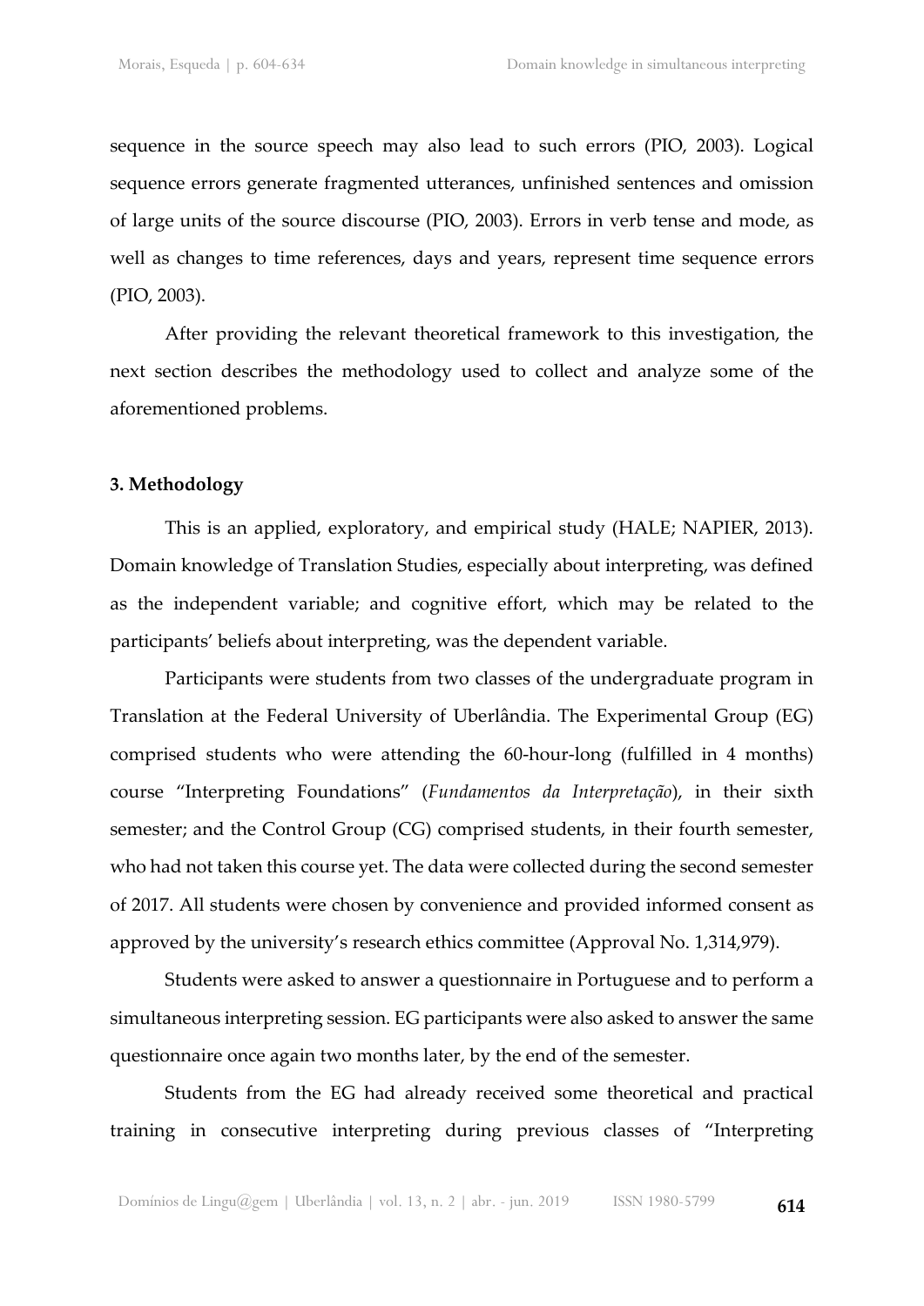sequence in the source speech may also lead to such errors (PIO, 2003). Logical sequence errors generate fragmented utterances, unfinished sentences and omission of large units of the source discourse (PIO, 2003). Errors in verb tense and mode, as well as changes to time references, days and years, represent time sequence errors (PIO, 2003).

After providing the relevant theoretical framework to this investigation, the next section describes the methodology used to collect and analyze some of the aforementioned problems.

## 3. Methodology

This is an applied, exploratory, and empirical study (HALE; NAPIER, 2013). Domain knowledge of Translation Studies, especially about interpreting, was defined as the independent variable; and cognitive effort, which may be related to the participants' beliefs about interpreting, was the dependent variable.

Participants were students from two classes of the undergraduate program in Translation at the Federal University of Uberlândia. The Experimental Group (EG) comprised students who were attending the 60-hour-long (fulfilled in 4 months) course "Interpreting Foundations" (*Fundamentos da Interpretação*), in their sixth semester; and the Control Group (CG) comprised students, in their fourth semester, who had not taken this course yet. The data were collected during the second semester of 2017. All students were chosen by convenience and provided informed consent as approved by the university's research ethics committee (Approval No. 1,314,979).

Students were asked to answer a questionnaire in Portuguese and to perform a simultaneous interpreting session. EG participants were also asked to answer the same questionnaire once again two months later, by the end of the semester.

Students from the EG had already received some theoretical and practical training in consecutive interpreting during previous classes of "Interpreting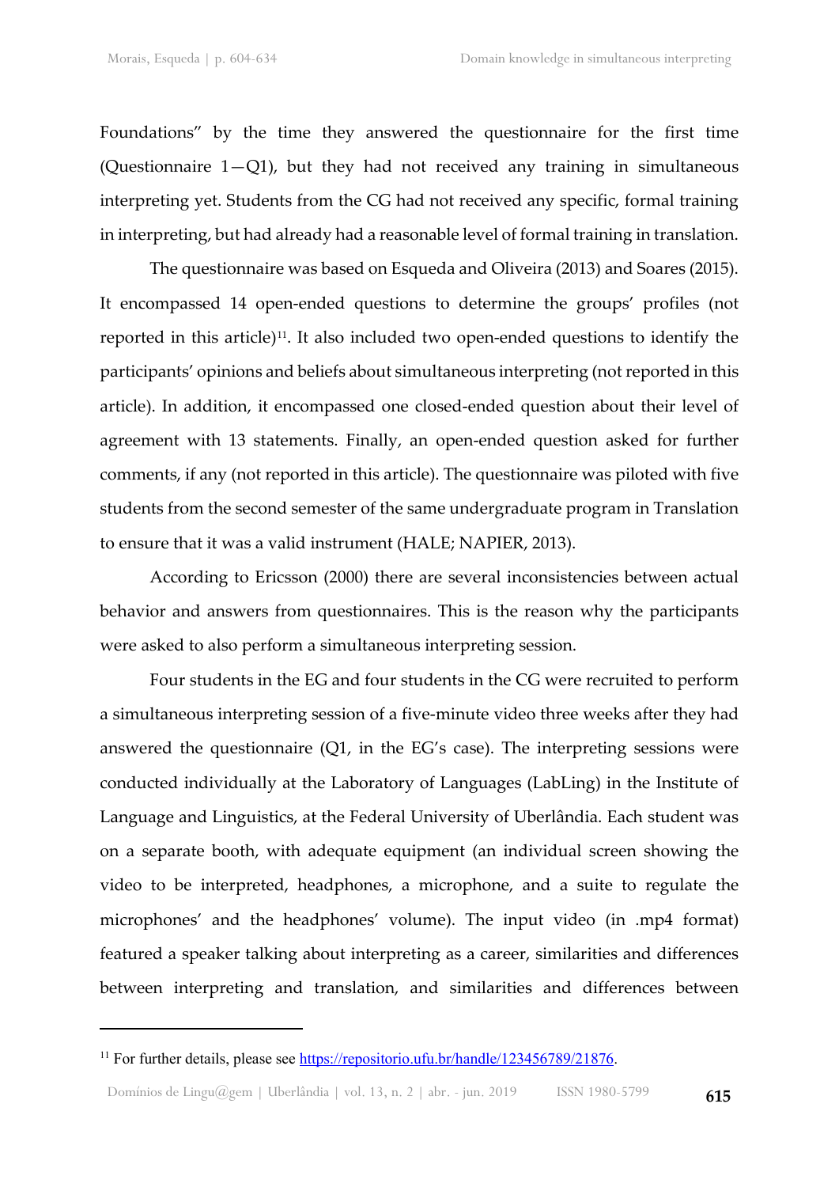Foundations" by the time they answered the questionnaire for the first time (Questionnaire 1—Q1), but they had not received any training in simultaneous interpreting yet. Students from the CG had not received any specific, formal training in interpreting, but had already had a reasonable level of formal training in translation.

The questionnaire was based on Esqueda and Oliveira (2013) and Soares (2015). It encompassed 14 open-ended questions to determine the groups' profiles (not reported in this article)[11]. It also included two open-ended questions to identify the participants' opinions and beliefs about simultaneous interpreting (not reported in this article). In addition, it encompassed one closed-ended question about their level of agreement with 13 statements. Finally, an open-ended question asked for further comments, if any (not reported in this article). The questionnaire was piloted with five students from the second semester of the same undergraduate program in Translation to ensure that it was a valid instrument (HALE; NAPIER, 2013).

According to Ericsson (2000) there are several inconsistencies between actual behavior and answers from questionnaires. This is the reason why the participants were asked to also perform a simultaneous interpreting session.

Four students in the EG and four students in the CG were recruited to perform a simultaneous interpreting session of a five-minute video three weeks after they had answered the questionnaire (Q1, in the EG's case). The interpreting sessions were conducted individually at the Laboratory of Languages (LabLing) in the Institute of Language and Linguistics, at the Federal University of Uberlândia. Each student was on a separate booth, with adequate equipment (an individual screen showing the video to be interpreted, headphones, a microphone, and a suite to regulate the microphones' and the headphones' volume). The input video (in .mp4 format) featured a speaker talking about interpreting as a career, similarities and differences between interpreting and translation, and similarities and differences between

[11] For further details, please see https://repositorio.ufu.br/handle/123456789/21876.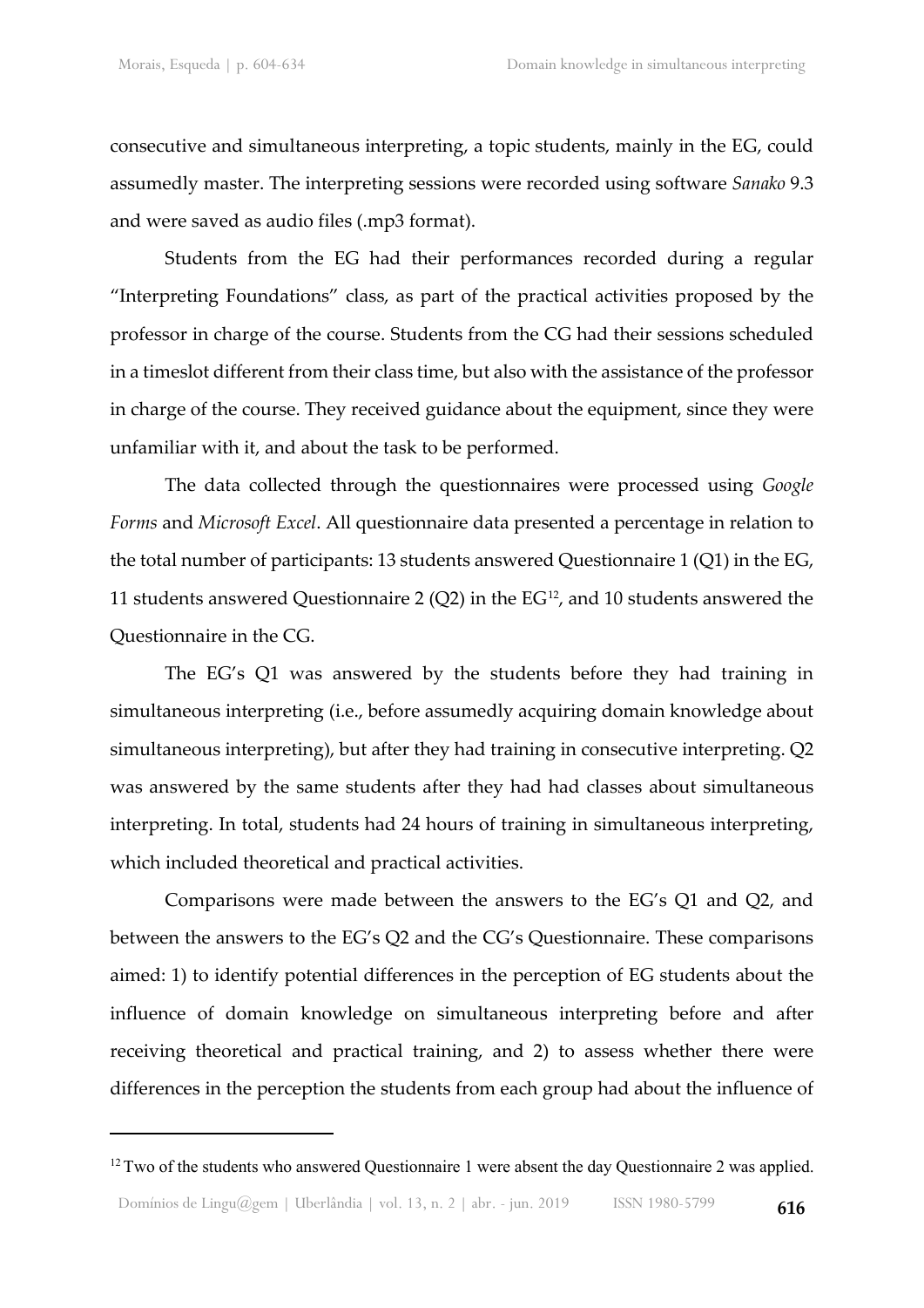consecutive and simultaneous interpreting, a topic students, mainly in the EG, could assumedly master. The interpreting sessions were recorded using software *Sanako* 9.3 and were saved as audio files (.mp3 format).

Students from the EG had their performances recorded during a regular "Interpreting Foundations" class, as part of the practical activities proposed by the professor in charge of the course. Students from the CG had their sessions scheduled in a timeslot different from their class time, but also with the assistance of the professor in charge of the course. They received guidance about the equipment, since they were unfamiliar with it, and about the task to be performed.

The data collected through the questionnaires were processed using *Google Forms* and *Microsoft Excel*. All questionnaire data presented a percentage in relation to the total number of participants: 13 students answered Questionnaire 1 (Q1) in the EG, 11 students answered Questionnaire 2 (Q2) in the EG[12], and 10 students answered the Questionnaire in the CG.

The EG's Q1 was answered by the students before they had training in simultaneous interpreting (i.e., before assumedly acquiring domain knowledge about simultaneous interpreting), but after they had training in consecutive interpreting. Q2 was answered by the same students after they had had classes about simultaneous interpreting. In total, students had 24 hours of training in simultaneous interpreting, which included theoretical and practical activities.

Comparisons were made between the answers to the EG's Q1 and Q2, and between the answers to the EG's Q2 and the CG's Questionnaire. These comparisons aimed: 1) to identify potential differences in the perception of EG students about the influence of domain knowledge on simultaneous interpreting before and after receiving theoretical and practical training, and 2) to assess whether there were differences in the perception the students from each group had about the influence of

[12] Two of the students who answered Questionnaire 1 were absent the day Questionnaire 2 was applied.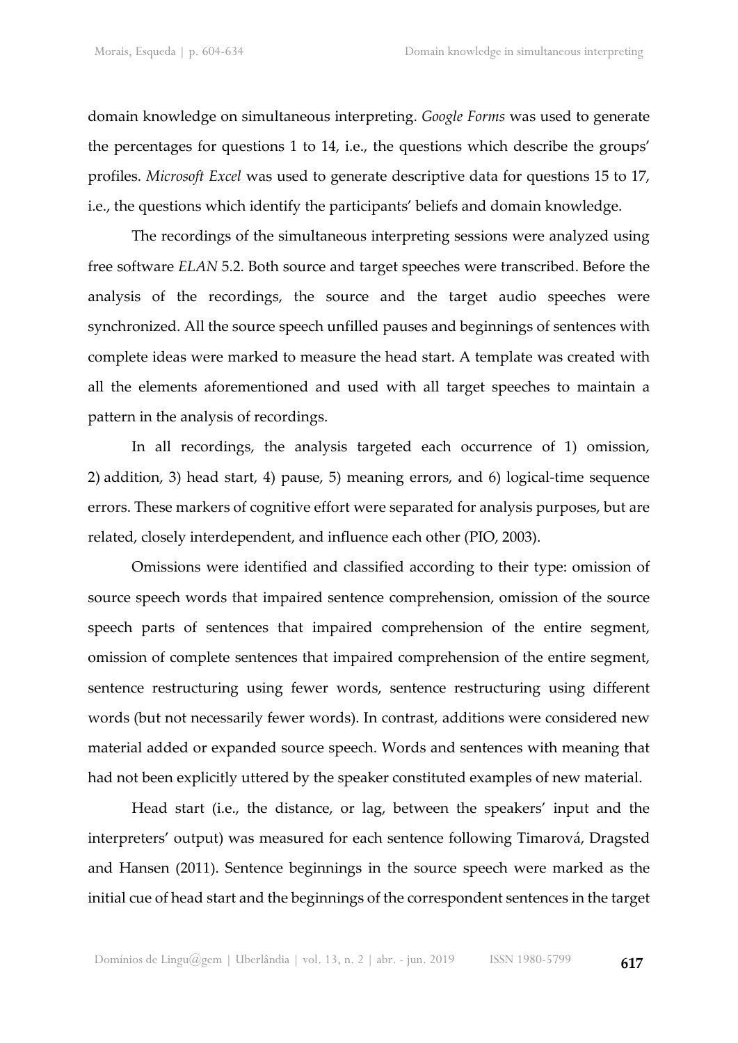domain knowledge on simultaneous interpreting. *Google Forms* was used to generate the percentages for questions 1 to 14, i.e., the questions which describe the groups' profiles. *Microsoft Excel* was used to generate descriptive data for questions 15 to 17, i.e., the questions which identify the participants' beliefs and domain knowledge.

The recordings of the simultaneous interpreting sessions were analyzed using free software *ELAN* 5.2. Both source and target speeches were transcribed. Before the analysis of the recordings, the source and the target audio speeches were synchronized. All the source speech unfilled pauses and beginnings of sentences with complete ideas were marked to measure the head start. A template was created with all the elements aforementioned and used with all target speeches to maintain a pattern in the analysis of recordings.

In all recordings, the analysis targeted each occurrence of 1) omission, 2) addition, 3) head start, 4) pause, 5) meaning errors, and 6) logical-time sequence errors. These markers of cognitive effort were separated for analysis purposes, but are related, closely interdependent, and influence each other (PIO, 2003).

Omissions were identified and classified according to their type: omission of source speech words that impaired sentence comprehension, omission of the source speech parts of sentences that impaired comprehension of the entire segment, omission of complete sentences that impaired comprehension of the entire segment, sentence restructuring using fewer words, sentence restructuring using different words (but not necessarily fewer words). In contrast, additions were considered new material added or expanded source speech. Words and sentences with meaning that had not been explicitly uttered by the speaker constituted examples of new material.

Head start (i.e., the distance, or lag, between the speakers' input and the interpreters' output) was measured for each sentence following Timarová, Dragsted and Hansen (2011). Sentence beginnings in the source speech were marked as the initial cue of head start and the beginnings of the correspondent sentences in the target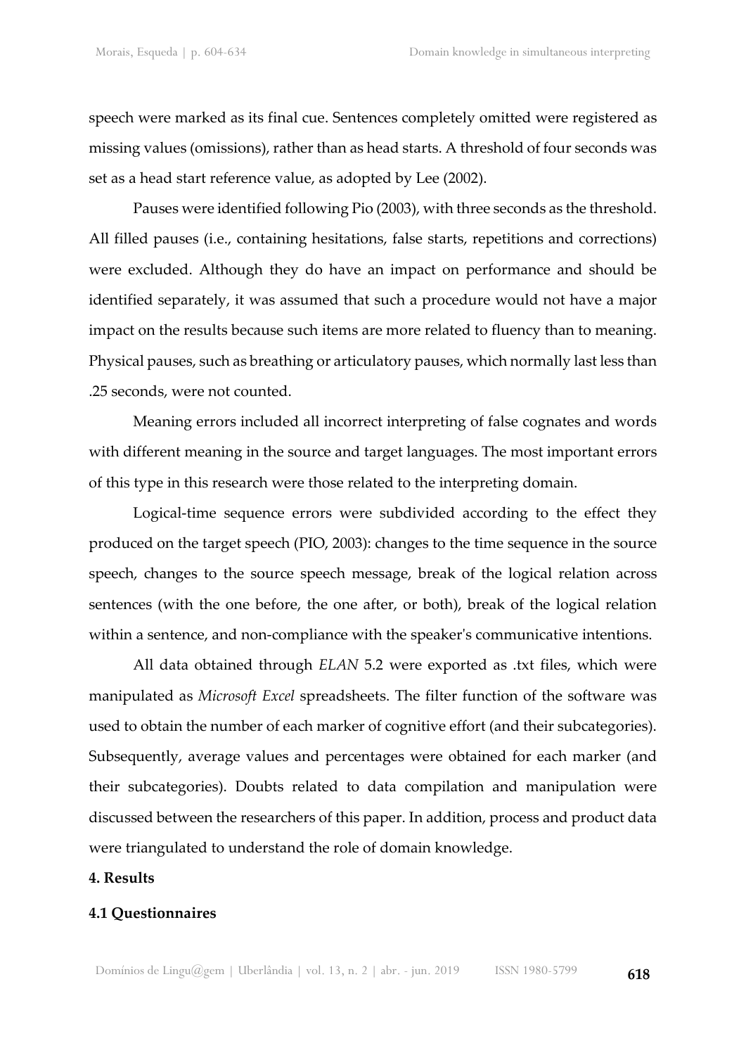speech were marked as its final cue. Sentences completely omitted were registered as missing values (omissions), rather than as head starts. A threshold of four seconds was set as a head start reference value, as adopted by Lee (2002).

Pauses were identified following Pio (2003), with three seconds as the threshold. All filled pauses (i.e., containing hesitations, false starts, repetitions and corrections) were excluded. Although they do have an impact on performance and should be identified separately, it was assumed that such a procedure would not have a major impact on the results because such items are more related to fluency than to meaning. Physical pauses, such as breathing or articulatory pauses, which normally last less than .25 seconds, were not counted.

Meaning errors included all incorrect interpreting of false cognates and words with different meaning in the source and target languages. The most important errors of this type in this research were those related to the interpreting domain.

Logical-time sequence errors were subdivided according to the effect they produced on the target speech (PIO, 2003): changes to the time sequence in the source speech, changes to the source speech message, break of the logical relation across sentences (with the one before, the one after, or both), break of the logical relation within a sentence, and non-compliance with the speaker's communicative intentions.

All data obtained through *ELAN* 5.2 were exported as .txt files, which were manipulated as *Microsoft Excel* spreadsheets. The filter function of the software was used to obtain the number of each marker of cognitive effort (and their subcategories). Subsequently, average values and percentages were obtained for each marker (and their subcategories). Doubts related to data compilation and manipulation were discussed between the researchers of this paper. In addition, process and product data were triangulated to understand the role of domain knowledge.

## 4. Results

### 4.1 Questionnaires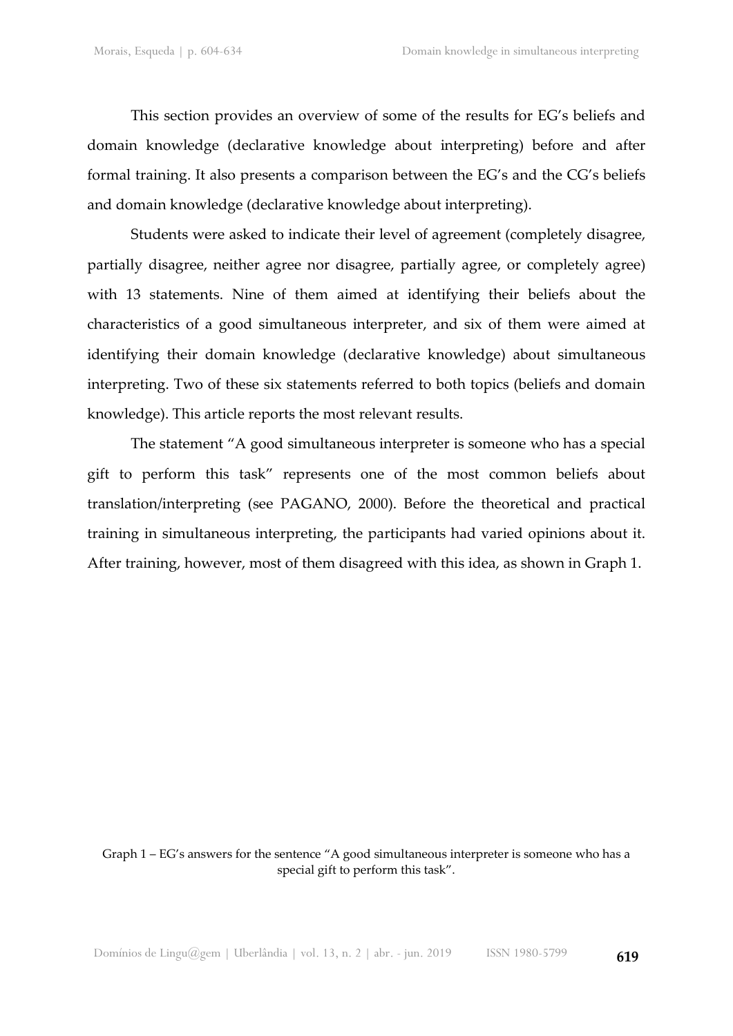This section provides an overview of some of the results for EG's beliefs and domain knowledge (declarative knowledge about interpreting) before and after formal training. It also presents a comparison between the EG's and the CG's beliefs and domain knowledge (declarative knowledge about interpreting).

Students were asked to indicate their level of agreement (completely disagree, partially disagree, neither agree nor disagree, partially agree, or completely agree) with 13 statements. Nine of them aimed at identifying their beliefs about the characteristics of a good simultaneous interpreter, and six of them were aimed at identifying their domain knowledge (declarative knowledge) about simultaneous interpreting. Two of these six statements referred to both topics (beliefs and domain knowledge). This article reports the most relevant results.

The statement "A good simultaneous interpreter is someone who has a special gift to perform this task" represents one of the most common beliefs about translation/interpreting (see PAGANO, 2000). Before the theoretical and practical training in simultaneous interpreting, the participants had varied opinions about it. After training, however, most of them disagreed with this idea, as shown in Graph 1.

Graph 1 – EG's answers for the sentence "A good simultaneous interpreter is someone who has a special gift to perform this task".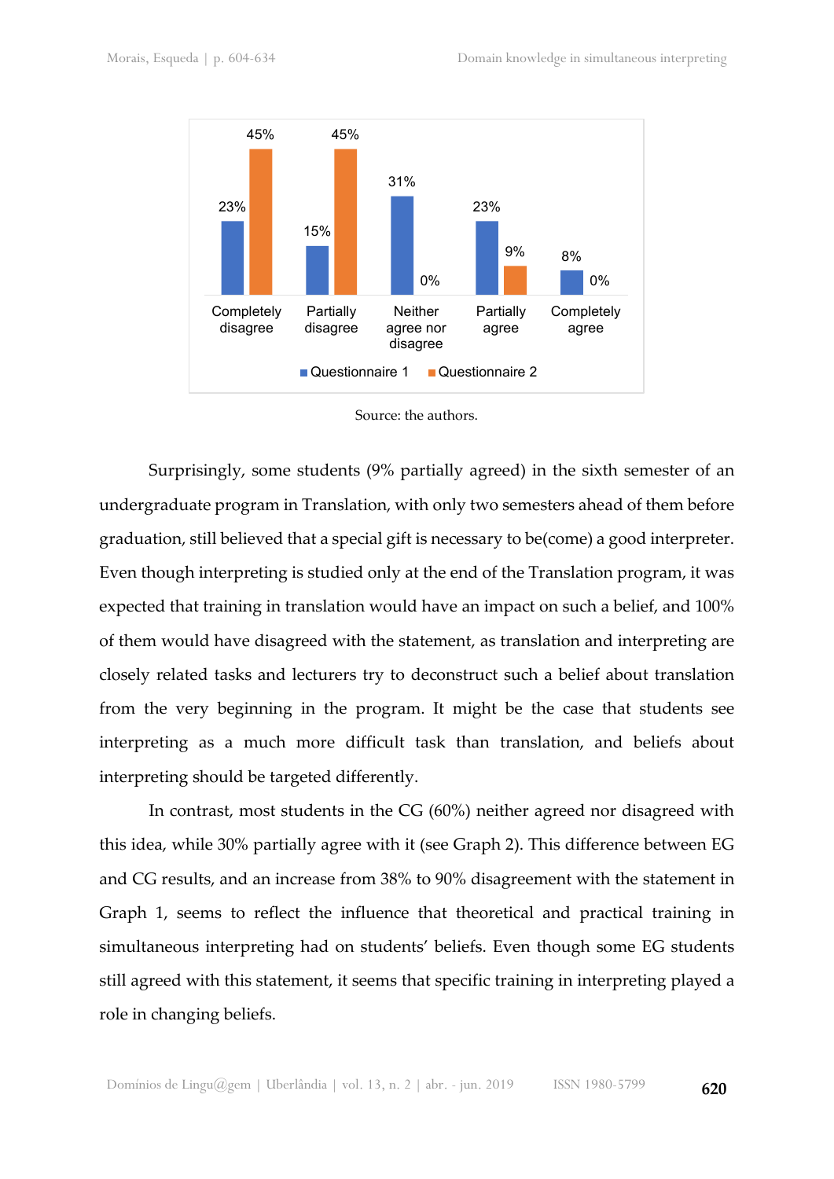| | Completely disagree | Partially disagree | Neither agree nor disagree | Partially agree | Completely agree |
|---|---|---|---|---|---|
| Questionnaire 1 | 23% | 15% | 31% | 23% | 8% |
| Questionnaire 2 | 45% | 45% | 0% | 9% | 0% |

Source: the authors.

Surprisingly, some students (9% partially agreed) in the sixth semester of an undergraduate program in Translation, with only two semesters ahead of them before graduation, still believed that a special gift is necessary to be(come) a good interpreter. Even though interpreting is studied only at the end of the Translation program, it was expected that training in translation would have an impact on such a belief, and 100% of them would have disagreed with the statement, as translation and interpreting are closely related tasks and lecturers try to deconstruct such a belief about translation from the very beginning in the program. It might be the case that students see interpreting as a much more difficult task than translation, and beliefs about interpreting should be targeted differently.

In contrast, most students in the CG (60%) neither agreed nor disagreed with this idea, while 30% partially agree with it (see Graph 2). This difference between EG and CG results, and an increase from 38% to 90% disagreement with the statement in Graph 1, seems to reflect the influence that theoretical and practical training in simultaneous interpreting had on students' beliefs. Even though some EG students still agreed with this statement, it seems that specific training in interpreting played a role in changing beliefs.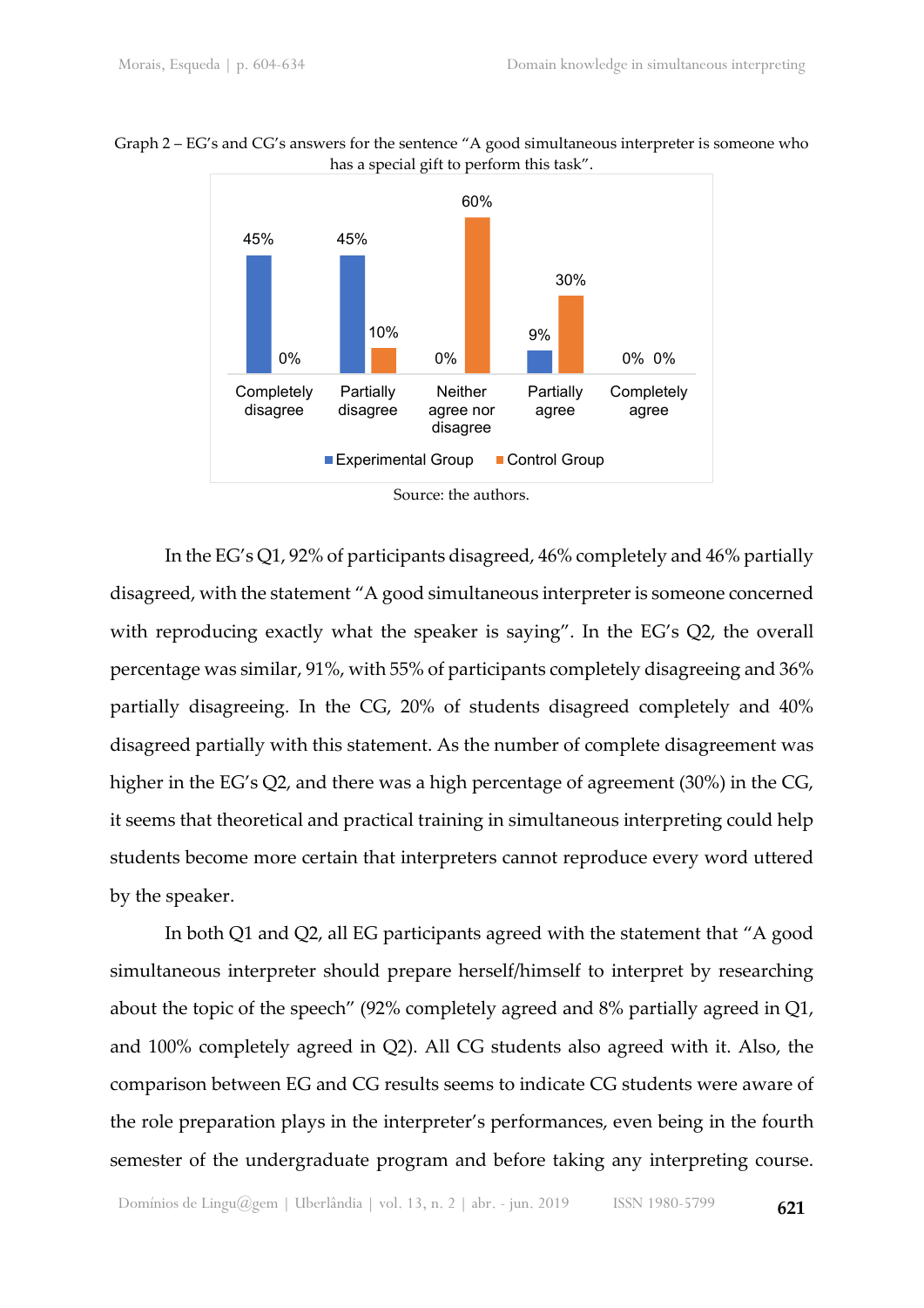Graph 2 – EG's and CG's answers for the sentence "A good simultaneous interpreter is someone who has a special gift to perform this task".

| | Completely disagree | Partially disagree | Neither agree nor disagree | Partially agree | Completely agree |
|---|---|---|---|---|---|
| Experimental Group | 45% | 45% | 0% | 9% | 0% |
| Control Group | 0% | 10% | 60% | 30% | 0% |

Source: the authors.

In the EG's Q1, 92% of participants disagreed, 46% completely and 46% partially disagreed, with the statement "A good simultaneous interpreter is someone concerned with reproducing exactly what the speaker is saying". In the EG's Q2, the overall percentage was similar, 91%, with 55% of participants completely disagreeing and 36% partially disagreeing. In the CG, 20% of students disagreed completely and 40% disagreed partially with this statement. As the number of complete disagreement was higher in the EG's Q2, and there was a high percentage of agreement (30%) in the CG, it seems that theoretical and practical training in simultaneous interpreting could help students become more certain that interpreters cannot reproduce every word uttered by the speaker.

In both Q1 and Q2, all EG participants agreed with the statement that "A good simultaneous interpreter should prepare herself/himself to interpret by researching about the topic of the speech" (92% completely agreed and 8% partially agreed in Q1, and 100% completely agreed in Q2). All CG students also agreed with it. Also, the comparison between EG and CG results seems to indicate CG students were aware of the role preparation plays in the interpreter's performances, even being in the fourth semester of the undergraduate program and before taking any interpreting course.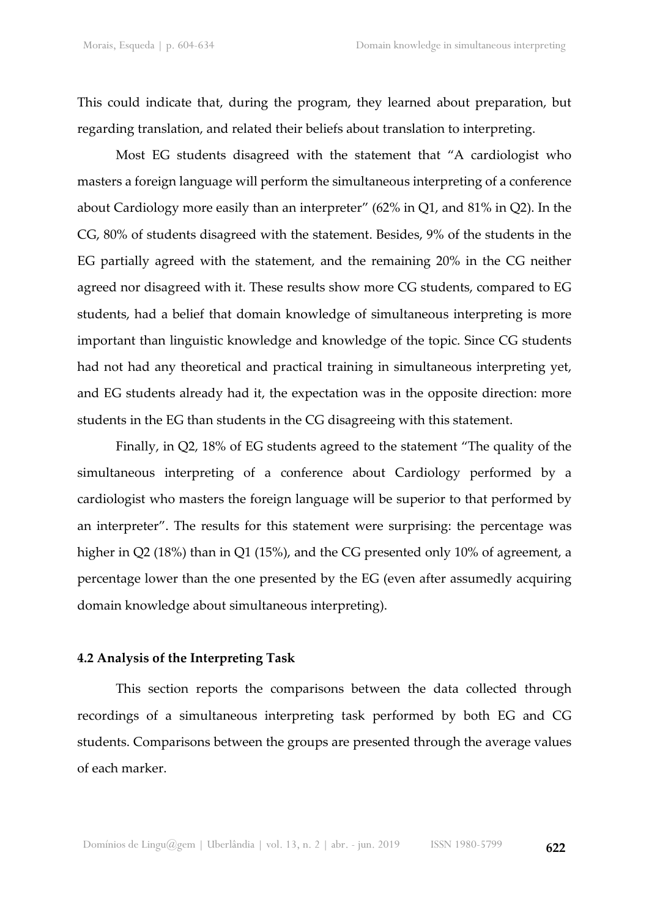This could indicate that, during the program, they learned about preparation, but regarding translation, and related their beliefs about translation to interpreting.

Most EG students disagreed with the statement that "A cardiologist who masters a foreign language will perform the simultaneous interpreting of a conference about Cardiology more easily than an interpreter" (62% in Q1, and 81% in Q2). In the CG, 80% of students disagreed with the statement. Besides, 9% of the students in the EG partially agreed with the statement, and the remaining 20% in the CG neither agreed nor disagreed with it. These results show more CG students, compared to EG students, had a belief that domain knowledge of simultaneous interpreting is more important than linguistic knowledge and knowledge of the topic. Since CG students had not had any theoretical and practical training in simultaneous interpreting yet, and EG students already had it, the expectation was in the opposite direction: more students in the EG than students in the CG disagreeing with this statement.

Finally, in Q2, 18% of EG students agreed to the statement "The quality of the simultaneous interpreting of a conference about Cardiology performed by a cardiologist who masters the foreign language will be superior to that performed by an interpreter". The results for this statement were surprising: the percentage was higher in Q2 (18%) than in Q1 (15%), and the CG presented only 10% of agreement, a percentage lower than the one presented by the EG (even after assumedly acquiring domain knowledge about simultaneous interpreting).

### 4.2 Analysis of the Interpreting Task

This section reports the comparisons between the data collected through recordings of a simultaneous interpreting task performed by both EG and CG students. Comparisons between the groups are presented through the average values of each marker.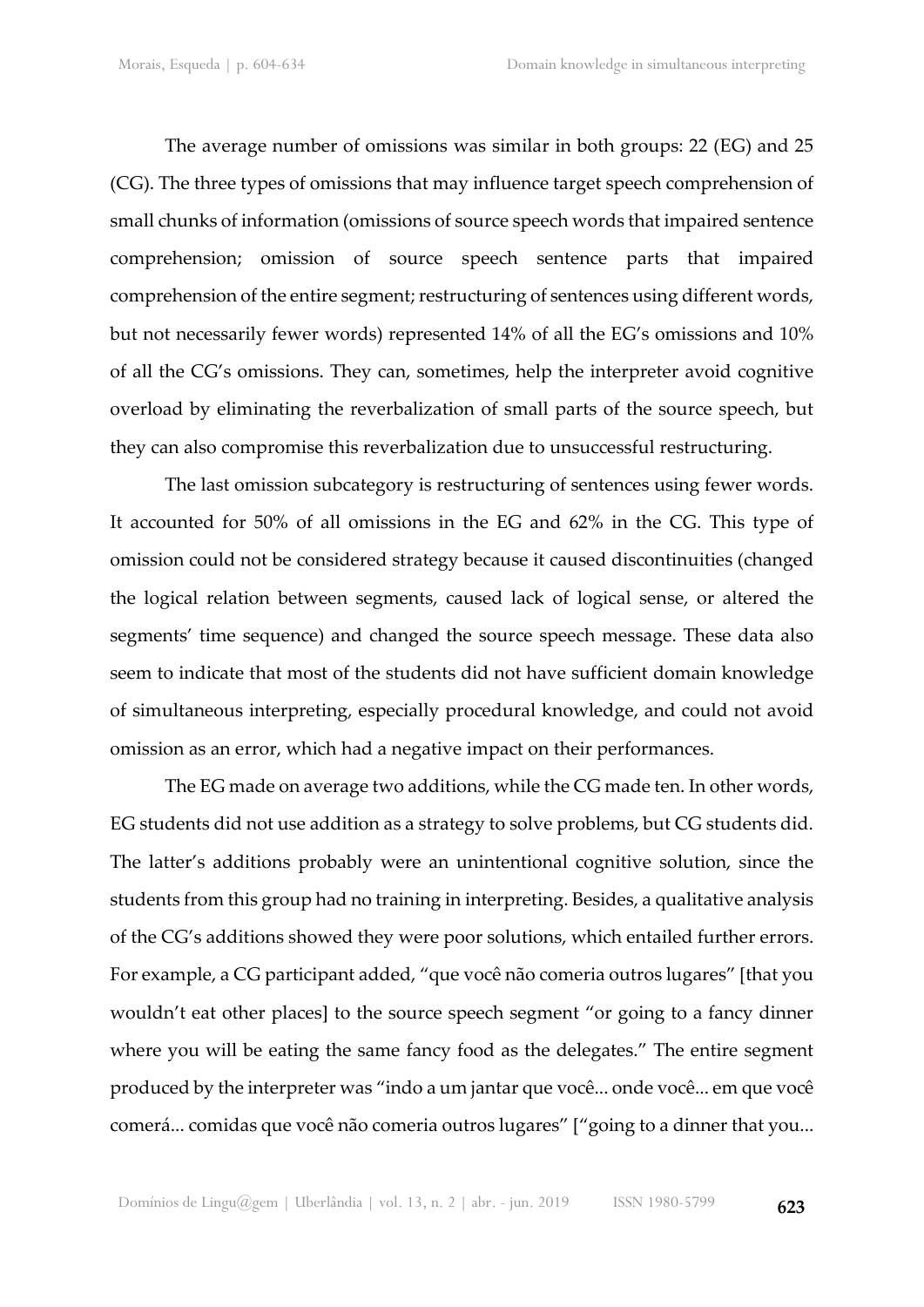The average number of omissions was similar in both groups: 22 (EG) and 25 (CG). The three types of omissions that may influence target speech comprehension of small chunks of information (omissions of source speech words that impaired sentence comprehension; omission of source speech sentence parts that impaired comprehension of the entire segment; restructuring of sentences using different words, but not necessarily fewer words) represented 14% of all the EG's omissions and 10% of all the CG's omissions. They can, sometimes, help the interpreter avoid cognitive overload by eliminating the reverbalization of small parts of the source speech, but they can also compromise this reverbalization due to unsuccessful restructuring.

The last omission subcategory is restructuring of sentences using fewer words. It accounted for 50% of all omissions in the EG and 62% in the CG. This type of omission could not be considered strategy because it caused discontinuities (changed the logical relation between segments, caused lack of logical sense, or altered the segments' time sequence) and changed the source speech message. These data also seem to indicate that most of the students did not have sufficient domain knowledge of simultaneous interpreting, especially procedural knowledge, and could not avoid omission as an error, which had a negative impact on their performances.

The EG made on average two additions, while the CG made ten. In other words, EG students did not use addition as a strategy to solve problems, but CG students did. The latter's additions probably were an unintentional cognitive solution, since the students from this group had no training in interpreting. Besides, a qualitative analysis of the CG's additions showed they were poor solutions, which entailed further errors. For example, a CG participant added, "que você não comeria outros lugares" [that you wouldn't eat other places] to the source speech segment "or going to a fancy dinner where you will be eating the same fancy food as the delegates." The entire segment produced by the interpreter was "indo a um jantar que você... onde você... em que você comerá... comidas que você não comeria outros lugares" ["going to a dinner that you...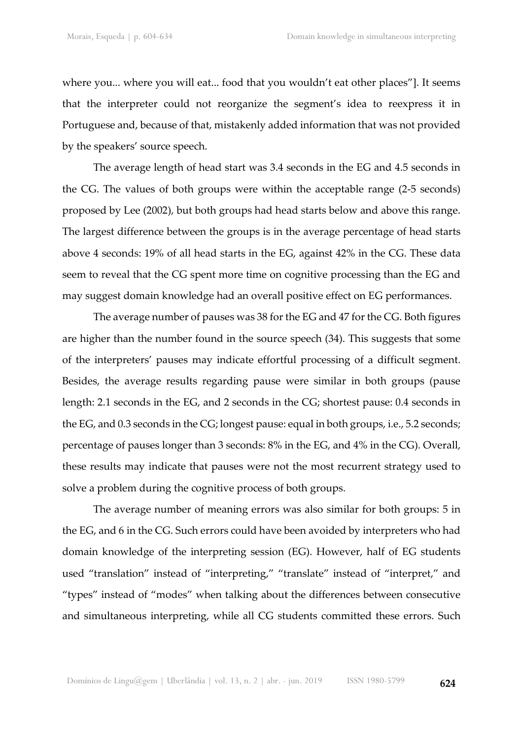where you... where you will eat... food that you wouldn't eat other places"]. It seems that the interpreter could not reorganize the segment's idea to reexpress it in Portuguese and, because of that, mistakenly added information that was not provided by the speakers' source speech.

The average length of head start was 3.4 seconds in the EG and 4.5 seconds in the CG. The values of both groups were within the acceptable range (2-5 seconds) proposed by Lee (2002), but both groups had head starts below and above this range. The largest difference between the groups is in the average percentage of head starts above 4 seconds: 19% of all head starts in the EG, against 42% in the CG. These data seem to reveal that the CG spent more time on cognitive processing than the EG and may suggest domain knowledge had an overall positive effect on EG performances.

The average number of pauses was 38 for the EG and 47 for the CG. Both figures are higher than the number found in the source speech (34). This suggests that some of the interpreters' pauses may indicate effortful processing of a difficult segment. Besides, the average results regarding pause were similar in both groups (pause length: 2.1 seconds in the EG, and 2 seconds in the CG; shortest pause: 0.4 seconds in the EG, and 0.3 seconds in the CG; longest pause: equal in both groups, i.e., 5.2 seconds; percentage of pauses longer than 3 seconds: 8% in the EG, and 4% in the CG). Overall, these results may indicate that pauses were not the most recurrent strategy used to solve a problem during the cognitive process of both groups.

The average number of meaning errors was also similar for both groups: 5 in the EG, and 6 in the CG. Such errors could have been avoided by interpreters who had domain knowledge of the interpreting session (EG). However, half of EG students used "translation" instead of "interpreting," "translate" instead of "interpret," and "types" instead of "modes" when talking about the differences between consecutive and simultaneous interpreting, while all CG students committed these errors. Such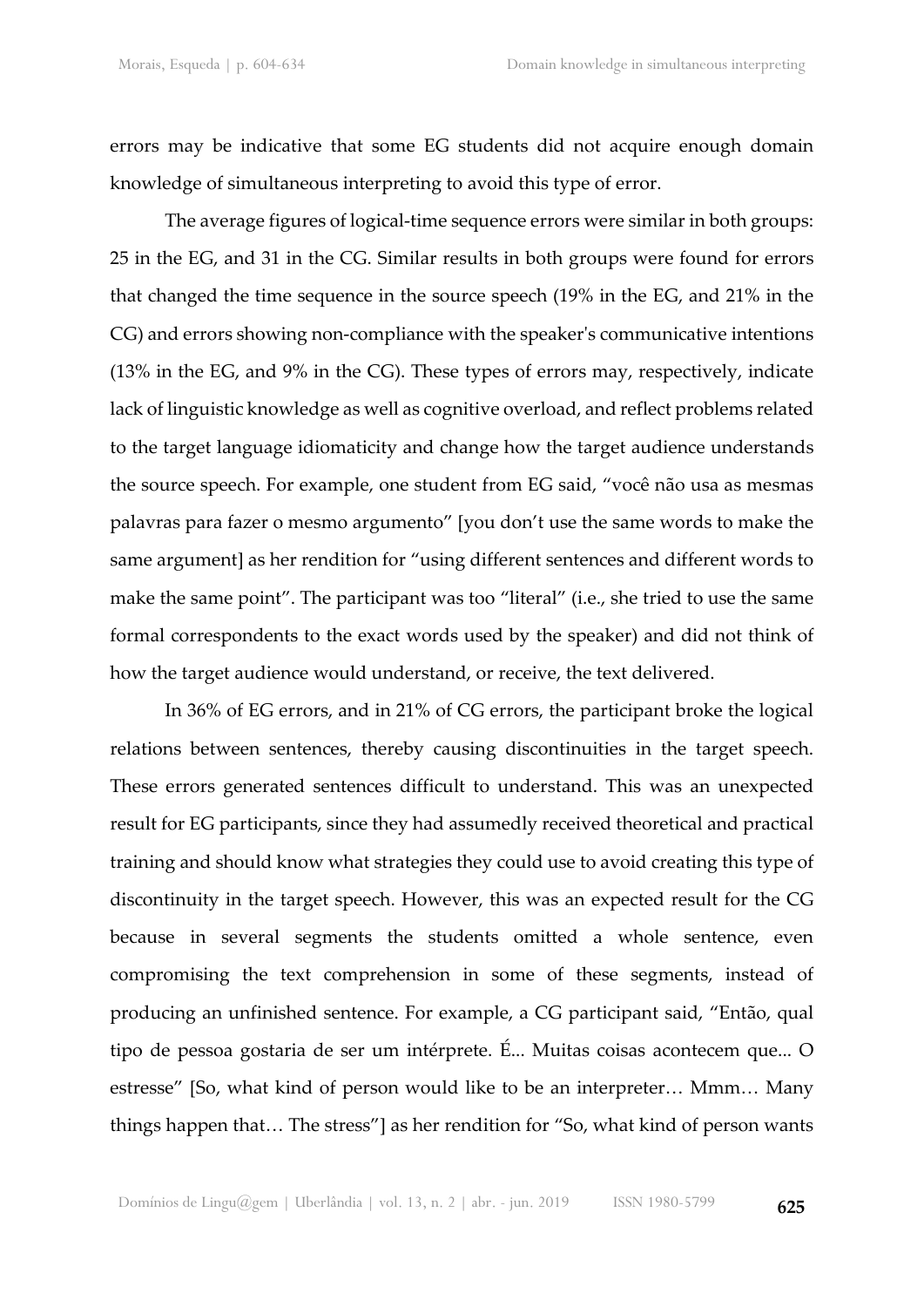errors may be indicative that some EG students did not acquire enough domain knowledge of simultaneous interpreting to avoid this type of error.

The average figures of logical-time sequence errors were similar in both groups: 25 in the EG, and 31 in the CG. Similar results in both groups were found for errors that changed the time sequence in the source speech (19% in the EG, and 21% in the CG) and errors showing non-compliance with the speaker's communicative intentions (13% in the EG, and 9% in the CG). These types of errors may, respectively, indicate lack of linguistic knowledge as well as cognitive overload, and reflect problems related to the target language idiomaticity and change how the target audience understands the source speech. For example, one student from EG said, "você não usa as mesmas palavras para fazer o mesmo argumento" [you don't use the same words to make the same argument] as her rendition for "using different sentences and different words to make the same point". The participant was too "literal" (i.e., she tried to use the same formal correspondents to the exact words used by the speaker) and did not think of how the target audience would understand, or receive, the text delivered.

In 36% of EG errors, and in 21% of CG errors, the participant broke the logical relations between sentences, thereby causing discontinuities in the target speech. These errors generated sentences difficult to understand. This was an unexpected result for EG participants, since they had assumedly received theoretical and practical training and should know what strategies they could use to avoid creating this type of discontinuity in the target speech. However, this was an expected result for the CG because in several segments the students omitted a whole sentence, even compromising the text comprehension in some of these segments, instead of producing an unfinished sentence. For example, a CG participant said, "Então, qual tipo de pessoa gostaria de ser um intérprete. É... Muitas coisas acontecem que... O estresse" [So, what kind of person would like to be an interpreter… Mmm… Many things happen that… The stress"] as her rendition for "So, what kind of person wants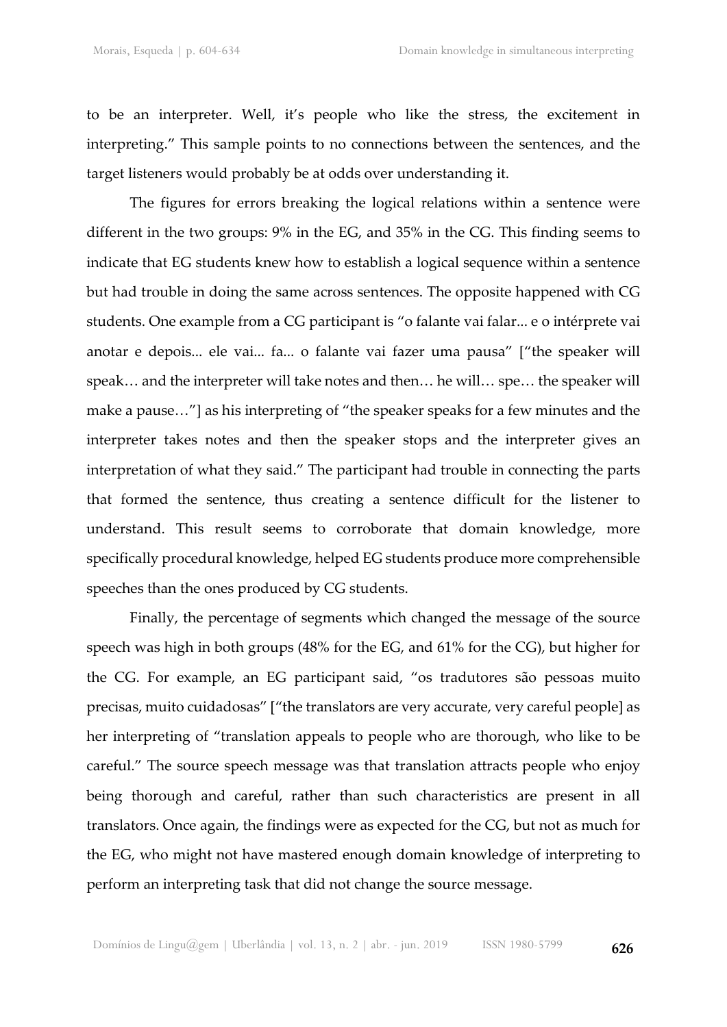to be an interpreter. Well, it's people who like the stress, the excitement in interpreting." This sample points to no connections between the sentences, and the target listeners would probably be at odds over understanding it.

The figures for errors breaking the logical relations within a sentence were different in the two groups: 9% in the EG, and 35% in the CG. This finding seems to indicate that EG students knew how to establish a logical sequence within a sentence but had trouble in doing the same across sentences. The opposite happened with CG students. One example from a CG participant is "o falante vai falar... e o intérprete vai anotar e depois... ele vai... fa... o falante vai fazer uma pausa" ["the speaker will speak… and the interpreter will take notes and then… he will… spe… the speaker will make a pause…"] as his interpreting of "the speaker speaks for a few minutes and the interpreter takes notes and then the speaker stops and the interpreter gives an interpretation of what they said." The participant had trouble in connecting the parts that formed the sentence, thus creating a sentence difficult for the listener to understand. This result seems to corroborate that domain knowledge, more specifically procedural knowledge, helped EG students produce more comprehensible speeches than the ones produced by CG students.

Finally, the percentage of segments which changed the message of the source speech was high in both groups (48% for the EG, and 61% for the CG), but higher for the CG. For example, an EG participant said, "os tradutores são pessoas muito precisas, muito cuidadosas" ["the translators are very accurate, very careful people] as her interpreting of "translation appeals to people who are thorough, who like to be careful." The source speech message was that translation attracts people who enjoy being thorough and careful, rather than such characteristics are present in all translators. Once again, the findings were as expected for the CG, but not as much for the EG, who might not have mastered enough domain knowledge of interpreting to perform an interpreting task that did not change the source message.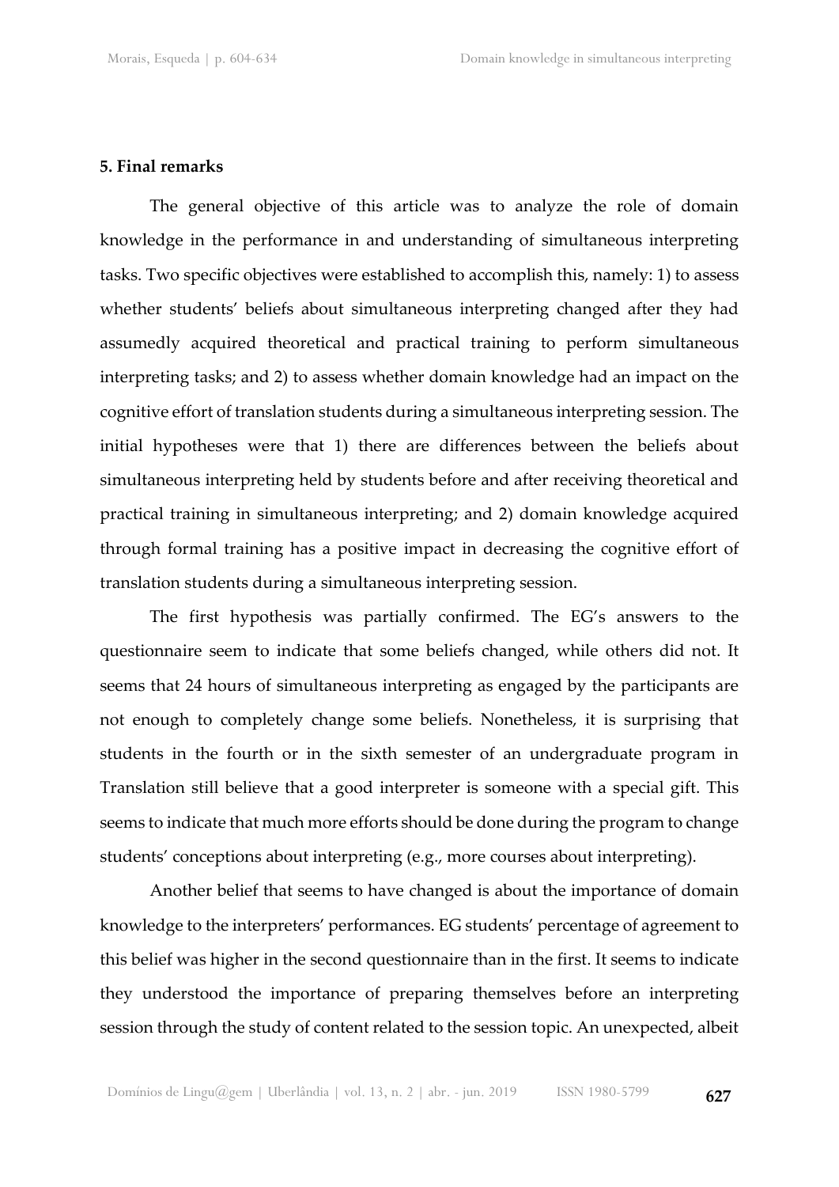## 5. Final remarks

The general objective of this article was to analyze the role of domain knowledge in the performance in and understanding of simultaneous interpreting tasks. Two specific objectives were established to accomplish this, namely: 1) to assess whether students' beliefs about simultaneous interpreting changed after they had assumedly acquired theoretical and practical training to perform simultaneous interpreting tasks; and 2) to assess whether domain knowledge had an impact on the cognitive effort of translation students during a simultaneous interpreting session. The initial hypotheses were that 1) there are differences between the beliefs about simultaneous interpreting held by students before and after receiving theoretical and practical training in simultaneous interpreting; and 2) domain knowledge acquired through formal training has a positive impact in decreasing the cognitive effort of translation students during a simultaneous interpreting session.

The first hypothesis was partially confirmed. The EG's answers to the questionnaire seem to indicate that some beliefs changed, while others did not. It seems that 24 hours of simultaneous interpreting as engaged by the participants are not enough to completely change some beliefs. Nonetheless, it is surprising that students in the fourth or in the sixth semester of an undergraduate program in Translation still believe that a good interpreter is someone with a special gift. This seems to indicate that much more efforts should be done during the program to change students' conceptions about interpreting (e.g., more courses about interpreting).

Another belief that seems to have changed is about the importance of domain knowledge to the interpreters' performances. EG students' percentage of agreement to this belief was higher in the second questionnaire than in the first. It seems to indicate they understood the importance of preparing themselves before an interpreting session through the study of content related to the session topic. An unexpected, albeit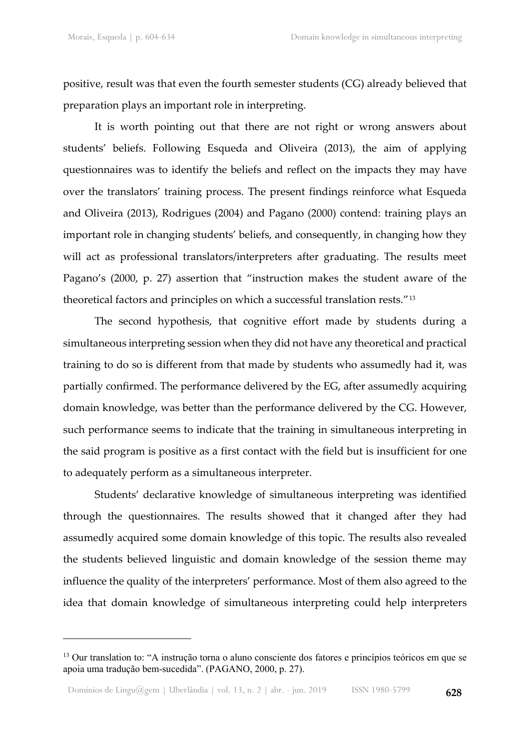positive, result was that even the fourth semester students (CG) already believed that preparation plays an important role in interpreting.

It is worth pointing out that there are not right or wrong answers about students' beliefs. Following Esqueda and Oliveira (2013), the aim of applying questionnaires was to identify the beliefs and reflect on the impacts they may have over the translators' training process. The present findings reinforce what Esqueda and Oliveira (2013), Rodrigues (2004) and Pagano (2000) contend: training plays an important role in changing students' beliefs, and consequently, in changing how they will act as professional translators/interpreters after graduating. The results meet Pagano's (2000, p. 27) assertion that "instruction makes the student aware of the theoretical factors and principles on which a successful translation rests."[13]

The second hypothesis, that cognitive effort made by students during a simultaneous interpreting session when they did not have any theoretical and practical training to do so is different from that made by students who assumedly had it, was partially confirmed. The performance delivered by the EG, after assumedly acquiring domain knowledge, was better than the performance delivered by the CG. However, such performance seems to indicate that the training in simultaneous interpreting in the said program is positive as a first contact with the field but is insufficient for one to adequately perform as a simultaneous interpreter.

Students' declarative knowledge of simultaneous interpreting was identified through the questionnaires. The results showed that it changed after they had assumedly acquired some domain knowledge of this topic. The results also revealed the students believed linguistic and domain knowledge of the session theme may influence the quality of the interpreters' performance. Most of them also agreed to the idea that domain knowledge of simultaneous interpreting could help interpreters

---

[13] Our translation to: "A instrução torna o aluno consciente dos fatores e princípios teóricos em que se apoia uma tradução bem-sucedida". (PAGANO, 2000, p. 27).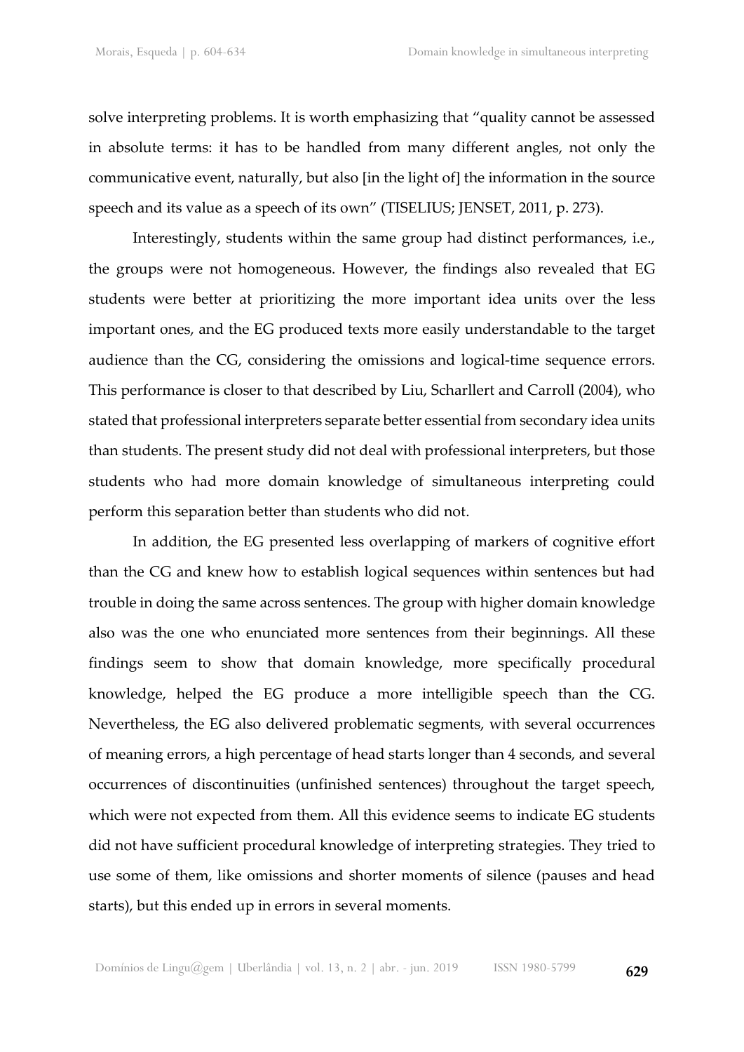solve interpreting problems. It is worth emphasizing that "quality cannot be assessed in absolute terms: it has to be handled from many different angles, not only the communicative event, naturally, but also [in the light of] the information in the source speech and its value as a speech of its own" (TISELIUS; JENSET, 2011, p. 273).

Interestingly, students within the same group had distinct performances, i.e., the groups were not homogeneous. However, the findings also revealed that EG students were better at prioritizing the more important idea units over the less important ones, and the EG produced texts more easily understandable to the target audience than the CG, considering the omissions and logical-time sequence errors. This performance is closer to that described by Liu, Scharllert and Carroll (2004), who stated that professional interpreters separate better essential from secondary idea units than students. The present study did not deal with professional interpreters, but those students who had more domain knowledge of simultaneous interpreting could perform this separation better than students who did not.

In addition, the EG presented less overlapping of markers of cognitive effort than the CG and knew how to establish logical sequences within sentences but had trouble in doing the same across sentences. The group with higher domain knowledge also was the one who enunciated more sentences from their beginnings. All these findings seem to show that domain knowledge, more specifically procedural knowledge, helped the EG produce a more intelligible speech than the CG. Nevertheless, the EG also delivered problematic segments, with several occurrences of meaning errors, a high percentage of head starts longer than 4 seconds, and several occurrences of discontinuities (unfinished sentences) throughout the target speech, which were not expected from them. All this evidence seems to indicate EG students did not have sufficient procedural knowledge of interpreting strategies. They tried to use some of them, like omissions and shorter moments of silence (pauses and head starts), but this ended up in errors in several moments.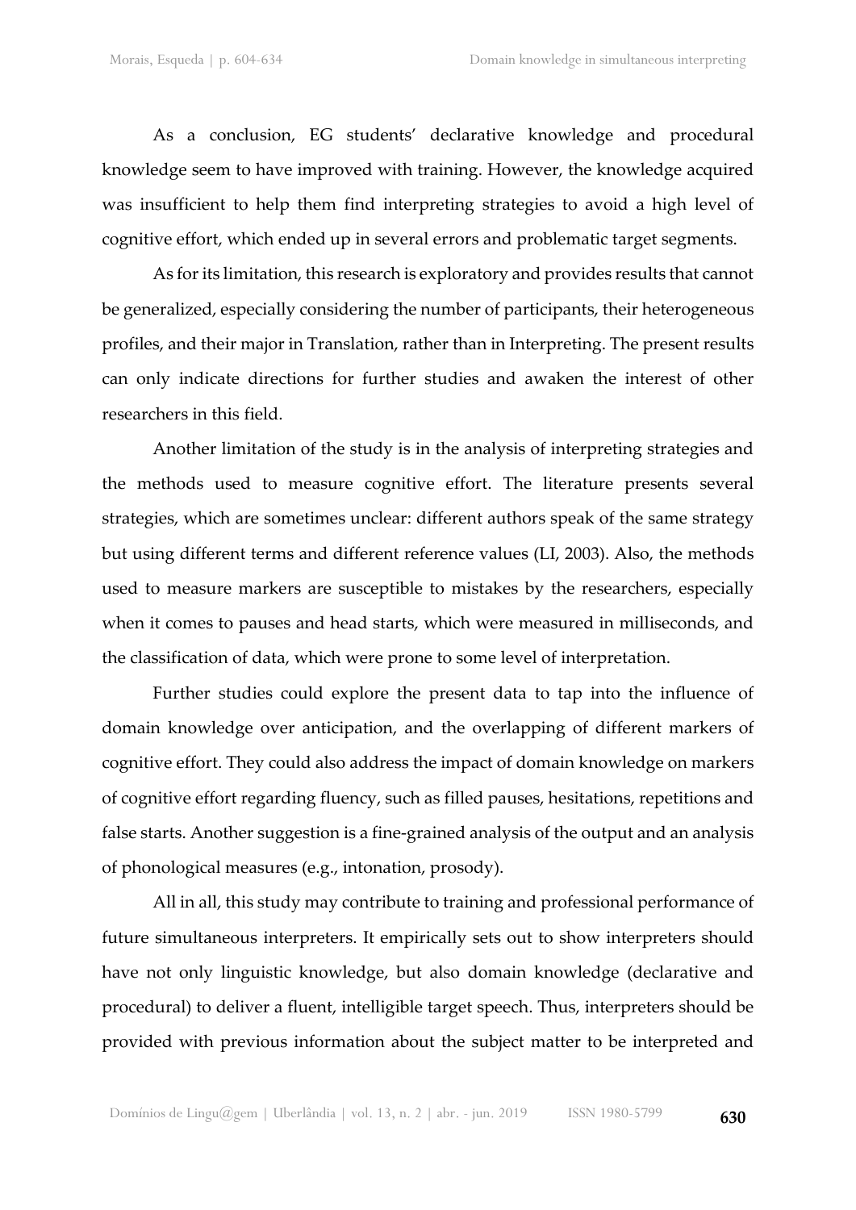As a conclusion, EG students' declarative knowledge and procedural knowledge seem to have improved with training. However, the knowledge acquired was insufficient to help them find interpreting strategies to avoid a high level of cognitive effort, which ended up in several errors and problematic target segments.

As for its limitation, this research is exploratory and provides results that cannot be generalized, especially considering the number of participants, their heterogeneous profiles, and their major in Translation, rather than in Interpreting. The present results can only indicate directions for further studies and awaken the interest of other researchers in this field.

Another limitation of the study is in the analysis of interpreting strategies and the methods used to measure cognitive effort. The literature presents several strategies, which are sometimes unclear: different authors speak of the same strategy but using different terms and different reference values (LI, 2003). Also, the methods used to measure markers are susceptible to mistakes by the researchers, especially when it comes to pauses and head starts, which were measured in milliseconds, and the classification of data, which were prone to some level of interpretation.

Further studies could explore the present data to tap into the influence of domain knowledge over anticipation, and the overlapping of different markers of cognitive effort. They could also address the impact of domain knowledge on markers of cognitive effort regarding fluency, such as filled pauses, hesitations, repetitions and false starts. Another suggestion is a fine-grained analysis of the output and an analysis of phonological measures (e.g., intonation, prosody).

All in all, this study may contribute to training and professional performance of future simultaneous interpreters. It empirically sets out to show interpreters should have not only linguistic knowledge, but also domain knowledge (declarative and procedural) to deliver a fluent, intelligible target speech. Thus, interpreters should be provided with previous information about the subject matter to be interpreted and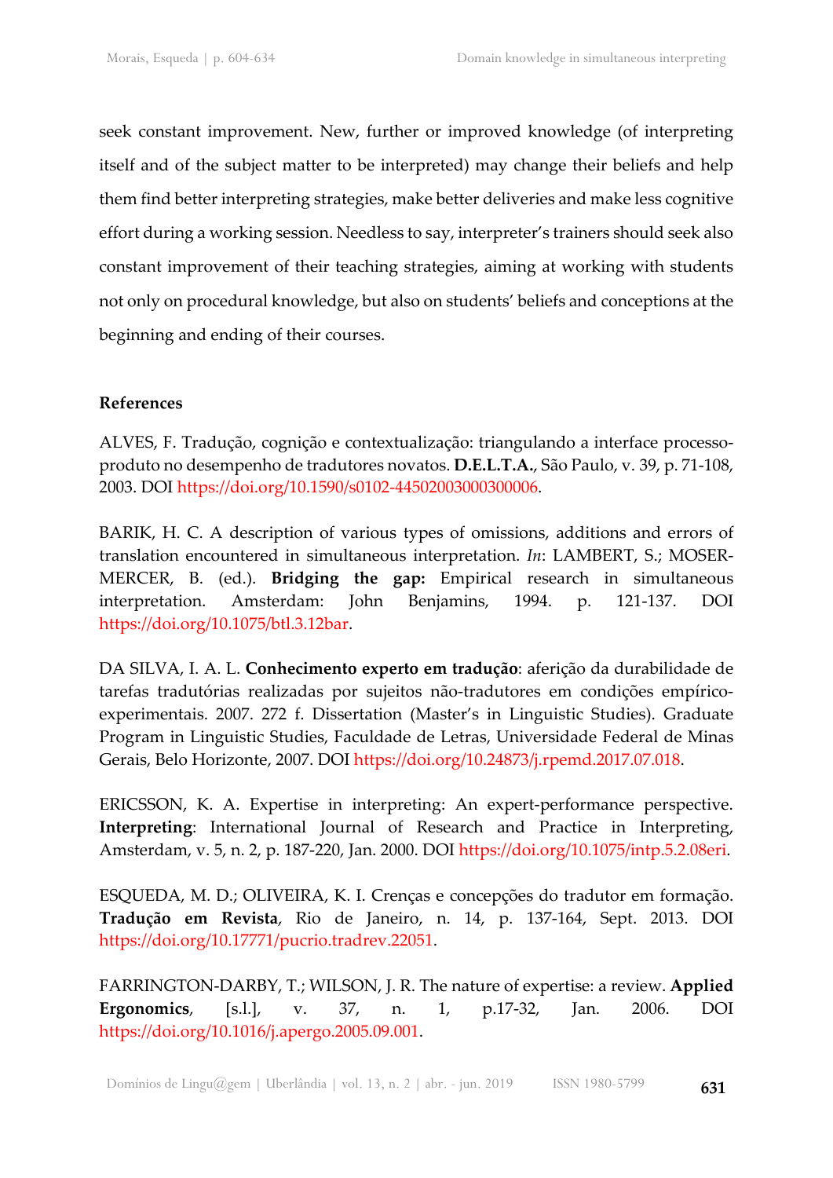seek constant improvement. New, further or improved knowledge (of interpreting itself and of the subject matter to be interpreted) may change their beliefs and help them find better interpreting strategies, make better deliveries and make less cognitive effort during a working session. Needless to say, interpreter's trainers should seek also constant improvement of their teaching strategies, aiming at working with students not only on procedural knowledge, but also on students' beliefs and conceptions at the beginning and ending of their courses.

**References**

ALVES, F. Tradução, cognição e contextualização: triangulando a interface processo-produto no desempenho de tradutores novatos. **D.E.L.T.A.**, São Paulo, v. 39, p. 71-108, 2003. DOI https://doi.org/10.1590/s0102-44502003000300006.

BARIK, H. C. A description of various types of omissions, additions and errors of translation encountered in simultaneous interpretation. *In*: LAMBERT, S.; MOSER-MERCER, B. (ed.). **Bridging the gap:** Empirical research in simultaneous interpretation. Amsterdam: John Benjamins, 1994. p. 121-137. DOI https://doi.org/10.1075/btl.3.12bar.

DA SILVA, I. A. L. **Conhecimento experto em tradução**: aferição da durabilidade de tarefas tradutórias realizadas por sujeitos não-tradutores em condições empírico-experimentais. 2007. 272 f. Dissertation (Master's in Linguistic Studies). Graduate Program in Linguistic Studies, Faculdade de Letras, Universidade Federal de Minas Gerais, Belo Horizonte, 2007. DOI https://doi.org/10.24873/j.rpemd.2017.07.018.

ERICSSON, K. A. Expertise in interpreting: An expert-performance perspective. **Interpreting**: International Journal of Research and Practice in Interpreting, Amsterdam, v. 5, n. 2, p. 187-220, Jan. 2000. DOI https://doi.org/10.1075/intp.5.2.08eri.

ESQUEDA, M. D.; OLIVEIRA, K. I. Crenças e concepções do tradutor em formação. **Tradução em Revista**, Rio de Janeiro, n. 14, p. 137-164, Sept. 2013. DOI https://doi.org/10.17771/pucrio.tradrev.22051.

FARRINGTON-DARBY, T.; WILSON, J. R. The nature of expertise: a review. **Applied Ergonomics**, [s.l.], v. 37, n. 1, p.17-32, Jan. 2006. DOI https://doi.org/10.1016/j.apergo.2005.09.001.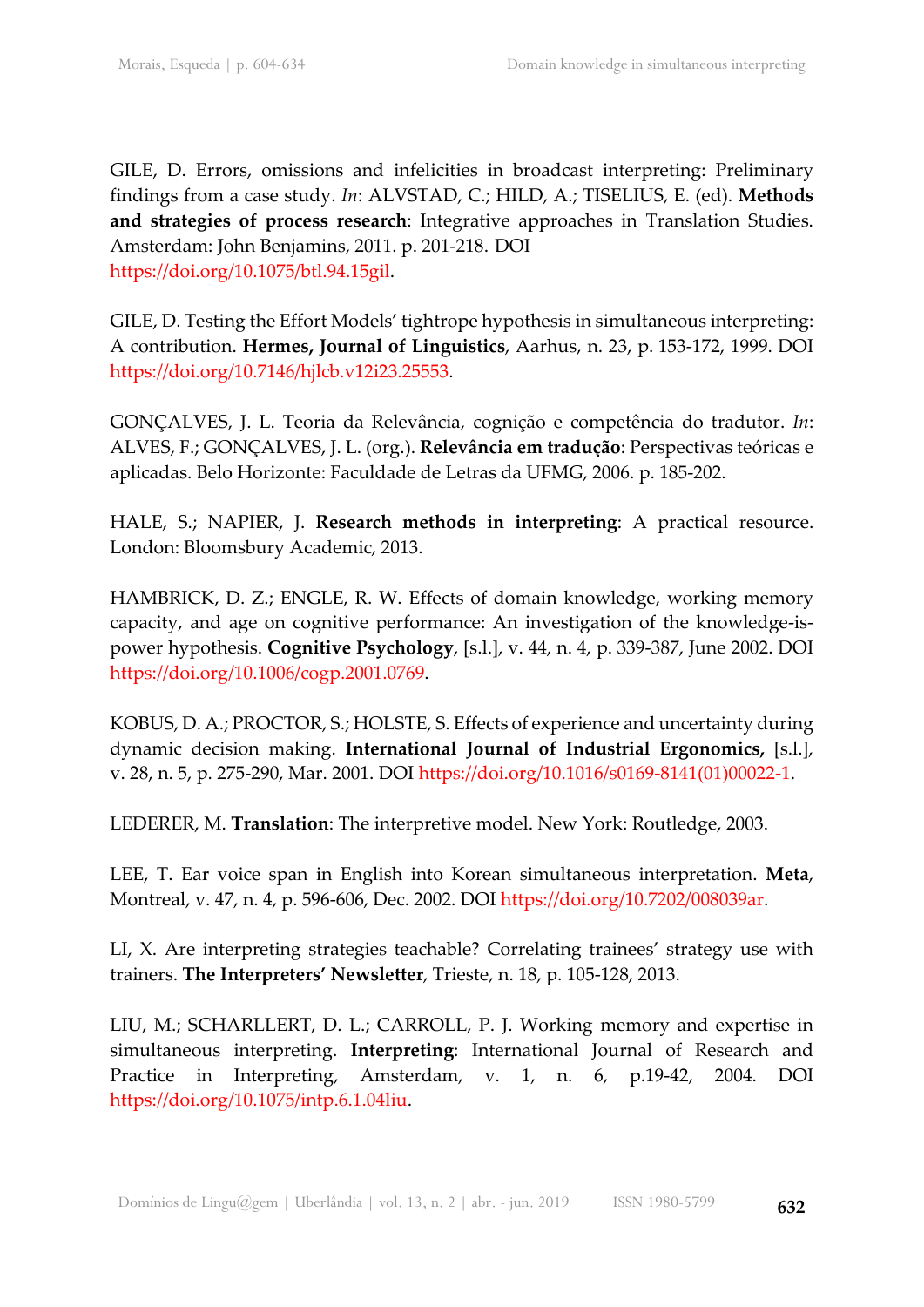GILE, D. Errors, omissions and infelicities in broadcast interpreting: Preliminary findings from a case study. *In*: ALVSTAD, C.; HILD, A.; TISELIUS, E. (ed). **Methods and strategies of process research**: Integrative approaches in Translation Studies. Amsterdam: John Benjamins, 2011. p. 201-218. DOI https://doi.org/10.1075/btl.94.15gil.

GILE, D. Testing the Effort Models' tightrope hypothesis in simultaneous interpreting: A contribution. **Hermes, Journal of Linguistics**, Aarhus, n. 23, p. 153-172, 1999. DOI https://doi.org/10.7146/hjlcb.v12i23.25553.

GONÇALVES, J. L. Teoria da Relevância, cognição e competência do tradutor. *In*: ALVES, F.; GONÇALVES, J. L. (org.). **Relevância em tradução**: Perspectivas teóricas e aplicadas. Belo Horizonte: Faculdade de Letras da UFMG, 2006. p. 185-202.

HALE, S.; NAPIER, J. **Research methods in interpreting**: A practical resource. London: Bloomsbury Academic, 2013.

HAMBRICK, D. Z.; ENGLE, R. W. Effects of domain knowledge, working memory capacity, and age on cognitive performance: An investigation of the knowledge-is-power hypothesis. **Cognitive Psychology**, [s.l.], v. 44, n. 4, p. 339-387, June 2002. DOI https://doi.org/10.1006/cogp.2001.0769.

KOBUS, D. A.; PROCTOR, S.; HOLSTE, S. Effects of experience and uncertainty during dynamic decision making. **International Journal of Industrial Ergonomics,** [s.l.], v. 28, n. 5, p. 275-290, Mar. 2001. DOI https://doi.org/10.1016/s0169-8141(01)00022-1.

LEDERER, M. **Translation**: The interpretive model. New York: Routledge, 2003.

LEE, T. Ear voice span in English into Korean simultaneous interpretation. **Meta**, Montreal, v. 47, n. 4, p. 596-606, Dec. 2002. DOI https://doi.org/10.7202/008039ar.

LI, X. Are interpreting strategies teachable? Correlating trainees' strategy use with trainers. **The Interpreters' Newsletter**, Trieste, n. 18, p. 105-128, 2013.

LIU, M.; SCHARLLERT, D. L.; CARROLL, P. J. Working memory and expertise in simultaneous interpreting. **Interpreting**: International Journal of Research and Practice in Interpreting, Amsterdam, v. 1, n. 6, p.19-42, 2004. DOI https://doi.org/10.1075/intp.6.1.04liu.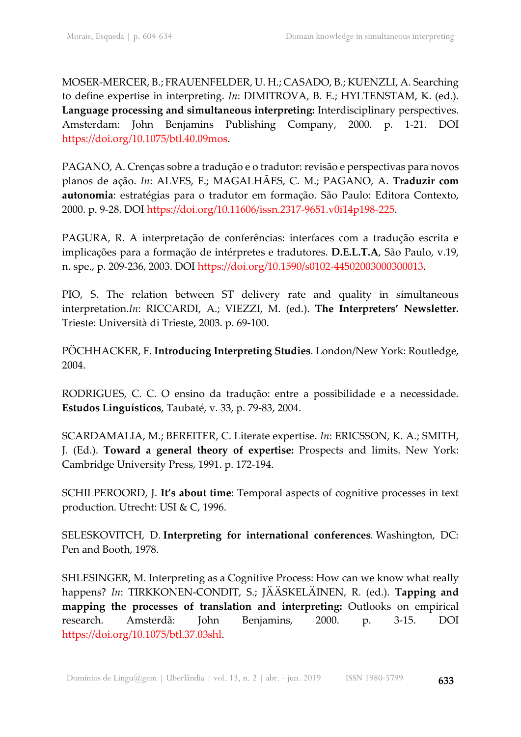MOSER-MERCER, B.; FRAUENFELDER, U. H.; CASADO, B.; KUENZLI, A. Searching to define expertise in interpreting. *In*: DIMITROVA, B. E.; HYLTENSTAM, K. (ed.). **Language processing and simultaneous interpreting:** Interdisciplinary perspectives. Amsterdam: John Benjamins Publishing Company, 2000. p. 1-21. DOI https://doi.org/10.1075/btl.40.09mos.

PAGANO, A. Crenças sobre a tradução e o tradutor: revisão e perspectivas para novos planos de ação. *In*: ALVES, F.; MAGALHÃES, C. M.; PAGANO, A. **Traduzir com autonomia**: estratégias para o tradutor em formação. São Paulo: Editora Contexto, 2000. p. 9-28. DOI https://doi.org/10.11606/issn.2317-9651.v0i14p198-225.

PAGURA, R. A interpretação de conferências: interfaces com a tradução escrita e implicações para a formação de intérpretes e tradutores. **D.E.L.T.A**, São Paulo, v.19, n. spe., p. 209-236, 2003. DOI https://doi.org/10.1590/s0102-44502003000300013.

PIO, S. The relation between ST delivery rate and quality in simultaneous interpretation.*In*: RICCARDI, A.; VIEZZI, M. (ed.). **The Interpreters' Newsletter.** Trieste: Università di Trieste, 2003. p. 69-100.

PÖCHHACKER, F. **Introducing Interpreting Studies**. London/New York: Routledge, 2004.

RODRIGUES, C. C. O ensino da tradução: entre a possibilidade e a necessidade. **Estudos Linguísticos**, Taubaté, v. 33, p. 79-83, 2004.

SCARDAMALIA, M.; BEREITER, C. Literate expertise. *In*: ERICSSON, K. A.; SMITH, J. (Ed.). **Toward a general theory of expertise:** Prospects and limits. New York: Cambridge University Press, 1991. p. 172-194.

SCHILPEROORD, J. **It's about time**: Temporal aspects of cognitive processes in text production. Utrecht: USI & C, 1996.

SELESKOVITCH, D. **Interpreting for international conferences**. Washington, DC: Pen and Booth, 1978.

SHLESINGER, M. Interpreting as a Cognitive Process: How can we know what really happens? *In*: TIRKKONEN-CONDIT, S.; JÄÄSKELÄINEN, R. (ed.). **Tapping and mapping the processes of translation and interpreting:** Outlooks on empirical research. Amsterdã: John Benjamins, 2000. p. 3-15. DOI https://doi.org/10.1075/btl.37.03shl.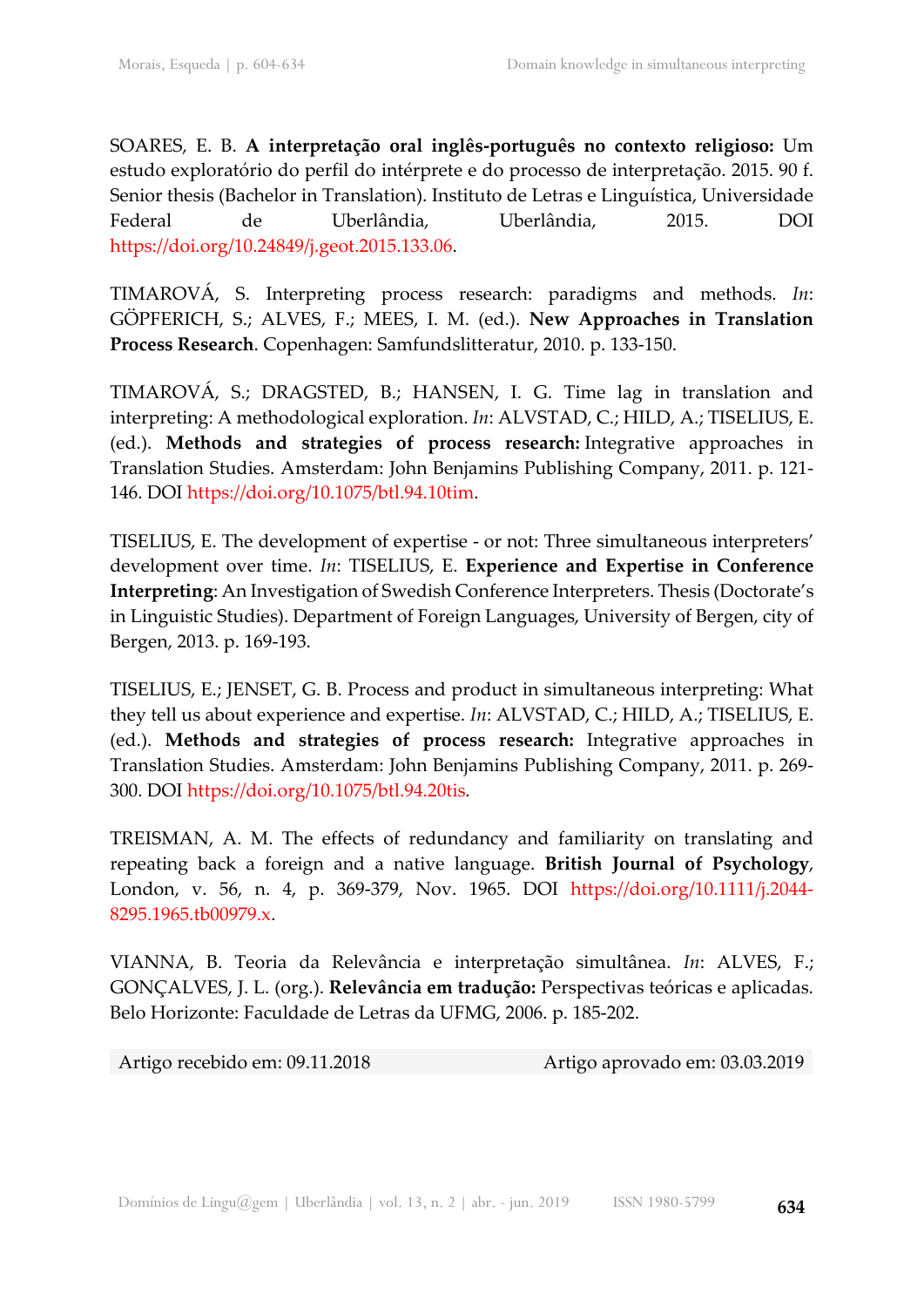SOARES, E. B. **A interpretação oral inglês-português no contexto religioso:** Um estudo exploratório do perfil do intérprete e do processo de interpretação. 2015. 90 f. Senior thesis (Bachelor in Translation). Instituto de Letras e Linguística, Universidade Federal de Uberlândia, Uberlândia, 2015. DOI https://doi.org/10.24849/j.geot.2015.133.06.

TIMAROVÁ, S. Interpreting process research: paradigms and methods. *In*: GÖPFERICH, S.; ALVES, F.; MEES, I. M. (ed.). **New Approaches in Translation Process Research**. Copenhagen: Samfundslitteratur, 2010. p. 133-150.

TIMAROVÁ, S.; DRAGSTED, B.; HANSEN, I. G. Time lag in translation and interpreting: A methodological exploration. *In*: ALVSTAD, C.; HILD, A.; TISELIUS, E. (ed.). **Methods and strategies of process research:** Integrative approaches in Translation Studies. Amsterdam: John Benjamins Publishing Company, 2011. p. 121-146. DOI https://doi.org/10.1075/btl.94.10tim.

TISELIUS, E. The development of expertise - or not: Three simultaneous interpreters' development over time. *In*: TISELIUS, E. **Experience and Expertise in Conference Interpreting**: An Investigation of Swedish Conference Interpreters. Thesis (Doctorate's in Linguistic Studies). Department of Foreign Languages, University of Bergen, city of Bergen, 2013. p. 169-193.

TISELIUS, E.; JENSET, G. B. Process and product in simultaneous interpreting: What they tell us about experience and expertise. *In*: ALVSTAD, C.; HILD, A.; TISELIUS, E. (ed.). **Methods and strategies of process research:** Integrative approaches in Translation Studies. Amsterdam: John Benjamins Publishing Company, 2011. p. 269-300. DOI https://doi.org/10.1075/btl.94.20tis.

TREISMAN, A. M. The effects of redundancy and familiarity on translating and repeating back a foreign and a native language. **British Journal of Psychology**, London, v. 56, n. 4, p. 369-379, Nov. 1965. DOI https://doi.org/10.1111/j.2044-8295.1965.tb00979.x.

VIANNA, B. Teoria da Relevância e interpretação simultânea. *In*: ALVES, F.; GONÇALVES, J. L. (org.). **Relevância em tradução:** Perspectivas teóricas e aplicadas. Belo Horizonte: Faculdade de Letras da UFMG, 2006. p. 185-202.

Artigo recebido em: 09.11.2018 Artigo aprovado em: 03.03.2019